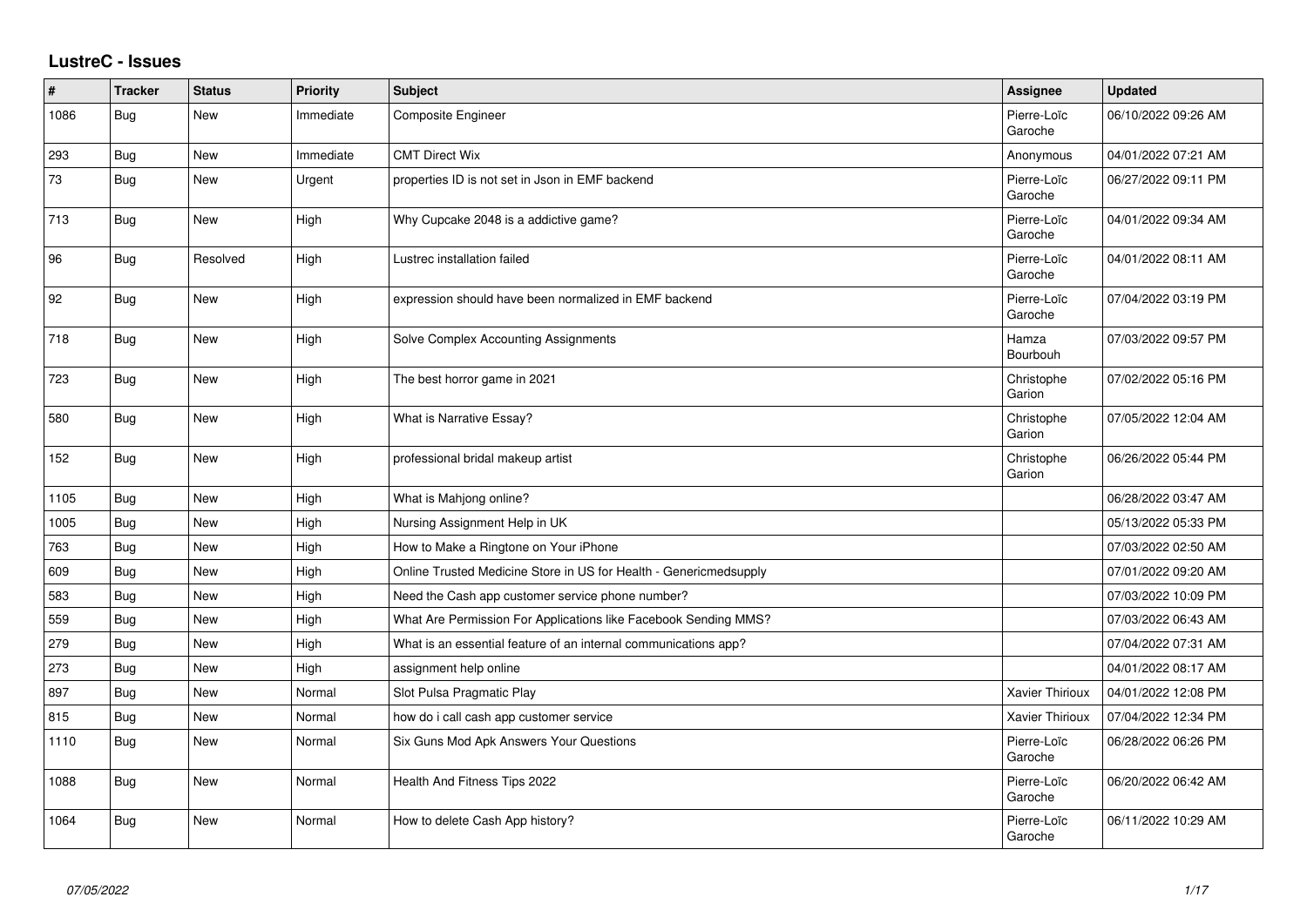# LustreC - Issues

| # | Tracker | Status | Priority | Subject | Assignee | Updated |
|---|---|---|---|---|---|---|
| 1086 | Bug | New | Immediate | Composite Engineer | Pierre-Loïc Garoche | 06/10/2022 09:26 AM |
| 293 | Bug | New | Immediate | CMT Direct Wix | Anonymous | 04/01/2022 07:21 AM |
| 73 | Bug | New | Urgent | properties ID is not set in Json in EMF backend | Pierre-Loïc Garoche | 06/27/2022 09:11 PM |
| 713 | Bug | New | High | Why Cupcake 2048 is a addictive game? | Pierre-Loïc Garoche | 04/01/2022 09:34 AM |
| 96 | Bug | Resolved | High | Lustrec installation failed | Pierre-Loïc Garoche | 04/01/2022 08:11 AM |
| 92 | Bug | New | High | expression should have been normalized in EMF backend | Pierre-Loïc Garoche | 07/04/2022 03:19 PM |
| 718 | Bug | New | High | Solve Complex Accounting Assignments | Hamza Bourbouh | 07/03/2022 09:57 PM |
| 723 | Bug | New | High | The best horror game in 2021 | Christophe Garion | 07/02/2022 05:16 PM |
| 580 | Bug | New | High | What is Narrative Essay? | Christophe Garion | 07/05/2022 12:04 AM |
| 152 | Bug | New | High | professional bridal makeup artist | Christophe Garion | 06/26/2022 05:44 PM |
| 1105 | Bug | New | High | What is Mahjong online? | | 06/28/2022 03:47 AM |
| 1005 | Bug | New | High | Nursing Assignment Help in UK | | 05/13/2022 05:33 PM |
| 763 | Bug | New | High | How to Make a Ringtone on Your iPhone | | 07/03/2022 02:50 AM |
| 609 | Bug | New | High | Online Trusted Medicine Store in US for Health - Genericmedsupply | | 07/01/2022 09:20 AM |
| 583 | Bug | New | High | Need the Cash app customer service phone number? | | 07/03/2022 10:09 PM |
| 559 | Bug | New | High | What Are Permission For Applications like Facebook Sending MMS? | | 07/03/2022 06:43 AM |
| 279 | Bug | New | High | What is an essential feature of an internal communications app? | | 07/04/2022 07:31 AM |
| 273 | Bug | New | High | assignment help online | | 04/01/2022 08:17 AM |
| 897 | Bug | New | Normal | Slot Pulsa Pragmatic Play | Xavier Thirioux | 04/01/2022 12:08 PM |
| 815 | Bug | New | Normal | how do i call cash app customer service | Xavier Thirioux | 07/04/2022 12:34 PM |
| 1110 | Bug | New | Normal | Six Guns Mod Apk Answers Your Questions | Pierre-Loïc Garoche | 06/28/2022 06:26 PM |
| 1088 | Bug | New | Normal | Health And Fitness Tips 2022 | Pierre-Loïc Garoche | 06/20/2022 06:42 AM |
| 1064 | Bug | New | Normal | How to delete Cash App history? | Pierre-Loïc Garoche | 06/11/2022 10:29 AM |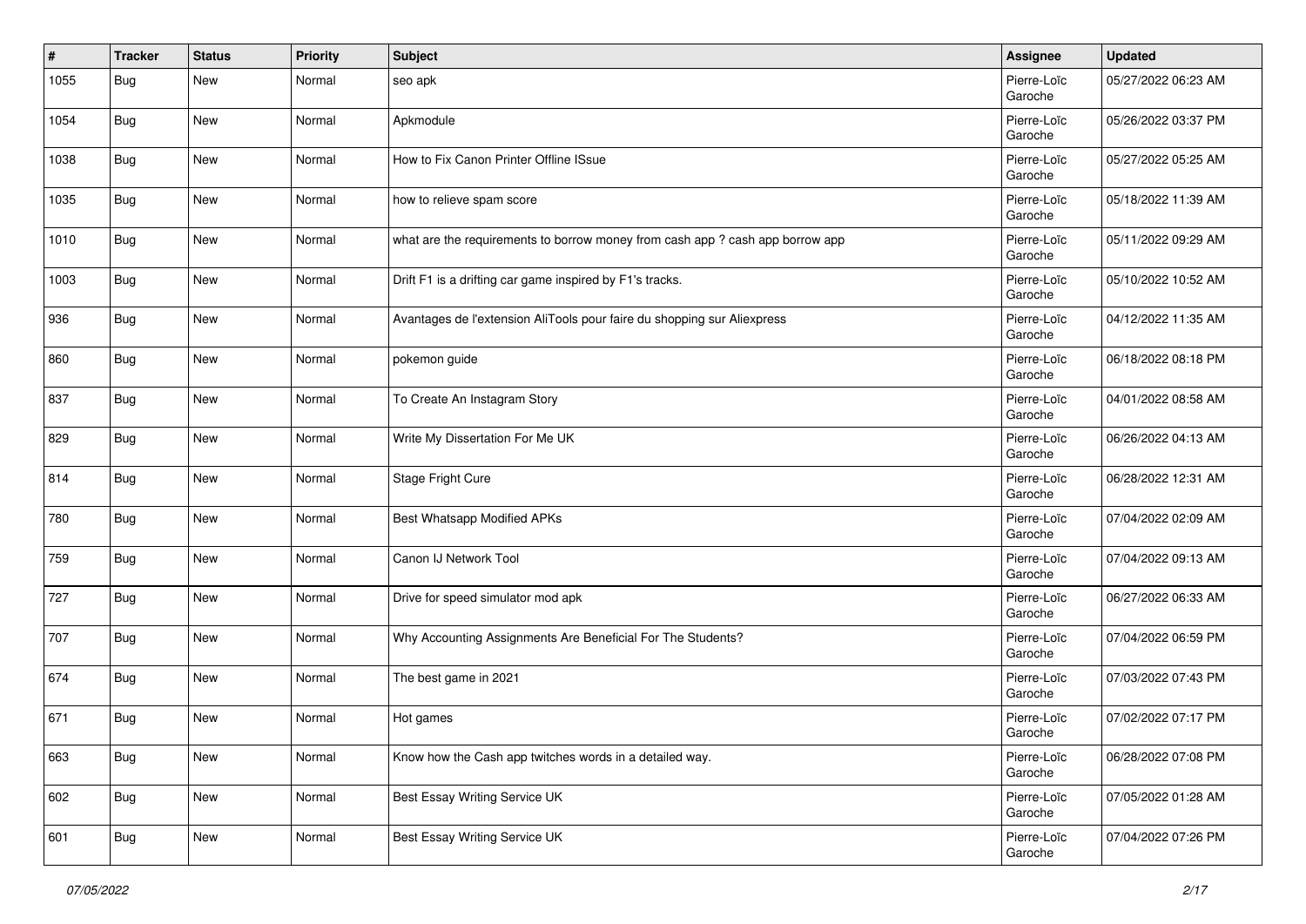| # | Tracker | Status | Priority | Subject | Assignee | Updated |
|---|---|---|---|---|---|---|
| 1055 | Bug | New | Normal | seo apk | Pierre-Loïc Garoche | 05/27/2022 06:23 AM |
| 1054 | Bug | New | Normal | Apkmodule | Pierre-Loïc Garoche | 05/26/2022 03:37 PM |
| 1038 | Bug | New | Normal | How to Fix Canon Printer Offline ISsue | Pierre-Loïc Garoche | 05/27/2022 05:25 AM |
| 1035 | Bug | New | Normal | how to relieve spam score | Pierre-Loïc Garoche | 05/18/2022 11:39 AM |
| 1010 | Bug | New | Normal | what are the requirements to borrow money from cash app ? cash app borrow app | Pierre-Loïc Garoche | 05/11/2022 09:29 AM |
| 1003 | Bug | New | Normal | Drift F1 is a drifting car game inspired by F1's tracks. | Pierre-Loïc Garoche | 05/10/2022 10:52 AM |
| 936 | Bug | New | Normal | Avantages de l'extension AliTools pour faire du shopping sur Aliexpress | Pierre-Loïc Garoche | 04/12/2022 11:35 AM |
| 860 | Bug | New | Normal | pokemon guide | Pierre-Loïc Garoche | 06/18/2022 08:18 PM |
| 837 | Bug | New | Normal | To Create An Instagram Story | Pierre-Loïc Garoche | 04/01/2022 08:58 AM |
| 829 | Bug | New | Normal | Write My Dissertation For Me UK | Pierre-Loïc Garoche | 06/26/2022 04:13 AM |
| 814 | Bug | New | Normal | Stage Fright Cure | Pierre-Loïc Garoche | 06/28/2022 12:31 AM |
| 780 | Bug | New | Normal | Best Whatsapp Modified APKs | Pierre-Loïc Garoche | 07/04/2022 02:09 AM |
| 759 | Bug | New | Normal | Canon IJ Network Tool | Pierre-Loïc Garoche | 07/04/2022 09:13 AM |
| 727 | Bug | New | Normal | Drive for speed simulator mod apk | Pierre-Loïc Garoche | 06/27/2022 06:33 AM |
| 707 | Bug | New | Normal | Why Accounting Assignments Are Beneficial For The Students? | Pierre-Loïc Garoche | 07/04/2022 06:59 PM |
| 674 | Bug | New | Normal | The best game in 2021 | Pierre-Loïc Garoche | 07/03/2022 07:43 PM |
| 671 | Bug | New | Normal | Hot games | Pierre-Loïc Garoche | 07/02/2022 07:17 PM |
| 663 | Bug | New | Normal | Know how the Cash app twitches words in a detailed way. | Pierre-Loïc Garoche | 06/28/2022 07:08 PM |
| 602 | Bug | New | Normal | Best Essay Writing Service UK | Pierre-Loïc Garoche | 07/05/2022 01:28 AM |
| 601 | Bug | New | Normal | Best Essay Writing Service UK | Pierre-Loïc Garoche | 07/04/2022 07:26 PM |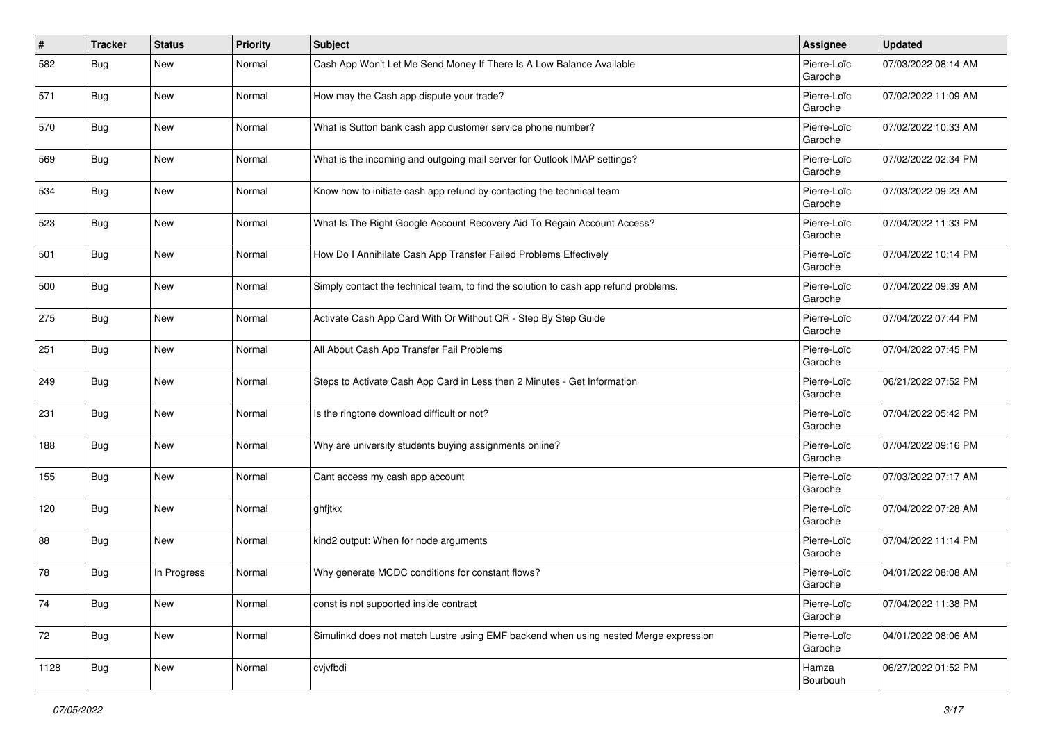| # | Tracker | Status | Priority | Subject | Assignee | Updated |
|---|---|---|---|---|---|---|
| 582 | Bug | New | Normal | Cash App Won't Let Me Send Money If There Is A Low Balance Available | Pierre-Loïc Garoche | 07/03/2022 08:14 AM |
| 571 | Bug | New | Normal | How may the Cash app dispute your trade? | Pierre-Loïc Garoche | 07/02/2022 11:09 AM |
| 570 | Bug | New | Normal | What is Sutton bank cash app customer service phone number? | Pierre-Loïc Garoche | 07/02/2022 10:33 AM |
| 569 | Bug | New | Normal | What is the incoming and outgoing mail server for Outlook IMAP settings? | Pierre-Loïc Garoche | 07/02/2022 02:34 PM |
| 534 | Bug | New | Normal | Know how to initiate cash app refund by contacting the technical team | Pierre-Loïc Garoche | 07/03/2022 09:23 AM |
| 523 | Bug | New | Normal | What Is The Right Google Account Recovery Aid To Regain Account Access? | Pierre-Loïc Garoche | 07/04/2022 11:33 PM |
| 501 | Bug | New | Normal | How Do I Annihilate Cash App Transfer Failed Problems Effectively | Pierre-Loïc Garoche | 07/04/2022 10:14 PM |
| 500 | Bug | New | Normal | Simply contact the technical team, to find the solution to cash app refund problems. | Pierre-Loïc Garoche | 07/04/2022 09:39 AM |
| 275 | Bug | New | Normal | Activate Cash App Card With Or Without QR - Step By Step Guide | Pierre-Loïc Garoche | 07/04/2022 07:44 PM |
| 251 | Bug | New | Normal | All About Cash App Transfer Fail Problems | Pierre-Loïc Garoche | 07/04/2022 07:45 PM |
| 249 | Bug | New | Normal | Steps to Activate Cash App Card in Less then 2 Minutes - Get Information | Pierre-Loïc Garoche | 06/21/2022 07:52 PM |
| 231 | Bug | New | Normal | Is the ringtone download difficult or not? | Pierre-Loïc Garoche | 07/04/2022 05:42 PM |
| 188 | Bug | New | Normal | Why are university students buying assignments online? | Pierre-Loïc Garoche | 07/04/2022 09:16 PM |
| 155 | Bug | New | Normal | Cant access my cash app account | Pierre-Loïc Garoche | 07/03/2022 07:17 AM |
| 120 | Bug | New | Normal | ghfjtkx | Pierre-Loïc Garoche | 07/04/2022 07:28 AM |
| 88 | Bug | New | Normal | kind2 output: When for node arguments | Pierre-Loïc Garoche | 07/04/2022 11:14 PM |
| 78 | Bug | In Progress | Normal | Why generate MCDC conditions for constant flows? | Pierre-Loïc Garoche | 04/01/2022 08:08 AM |
| 74 | Bug | New | Normal | const is not supported inside contract | Pierre-Loïc Garoche | 07/04/2022 11:38 PM |
| 72 | Bug | New | Normal | Simulinkd does not match Lustre using EMF backend when using nested Merge expression | Pierre-Loïc Garoche | 04/01/2022 08:06 AM |
| 1128 | Bug | New | Normal | cvjvfbdi | Hamza Bourbouh | 06/27/2022 01:52 PM |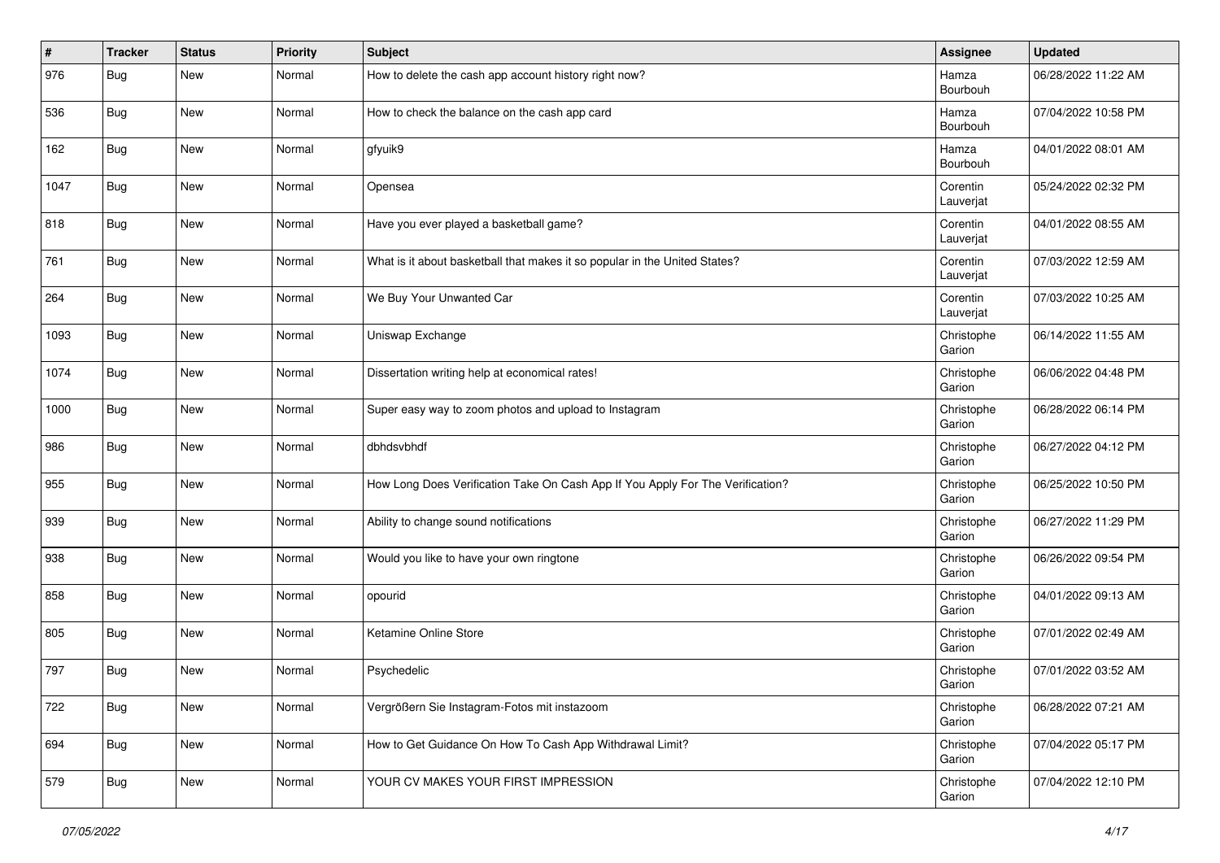| # | Tracker | Status | Priority | Subject | Assignee | Updated |
| --- | --- | --- | --- | --- | --- | --- |
| 976 | Bug | New | Normal | How to delete the cash app account history right now? | Hamza Bourbouh | 06/28/2022 11:22 AM |
| 536 | Bug | New | Normal | How to check the balance on the cash app card | Hamza Bourbouh | 07/04/2022 10:58 PM |
| 162 | Bug | New | Normal | gfyuik9 | Hamza Bourbouh | 04/01/2022 08:01 AM |
| 1047 | Bug | New | Normal | Opensea | Corentin Lauverjat | 05/24/2022 02:32 PM |
| 818 | Bug | New | Normal | Have you ever played a basketball game? | Corentin Lauverjat | 04/01/2022 08:55 AM |
| 761 | Bug | New | Normal | What is it about basketball that makes it so popular in the United States? | Corentin Lauverjat | 07/03/2022 12:59 AM |
| 264 | Bug | New | Normal | We Buy Your Unwanted Car | Corentin Lauverjat | 07/03/2022 10:25 AM |
| 1093 | Bug | New | Normal | Uniswap Exchange | Christophe Garion | 06/14/2022 11:55 AM |
| 1074 | Bug | New | Normal | Dissertation writing help at economical rates! | Christophe Garion | 06/06/2022 04:48 PM |
| 1000 | Bug | New | Normal | Super easy way to zoom photos and upload to Instagram | Christophe Garion | 06/28/2022 06:14 PM |
| 986 | Bug | New | Normal | dbhdsvbhdf | Christophe Garion | 06/27/2022 04:12 PM |
| 955 | Bug | New | Normal | How Long Does Verification Take On Cash App If You Apply For The Verification? | Christophe Garion | 06/25/2022 10:50 PM |
| 939 | Bug | New | Normal | Ability to change sound notifications | Christophe Garion | 06/27/2022 11:29 PM |
| 938 | Bug | New | Normal | Would you like to have your own ringtone | Christophe Garion | 06/26/2022 09:54 PM |
| 858 | Bug | New | Normal | opourid | Christophe Garion | 04/01/2022 09:13 AM |
| 805 | Bug | New | Normal | Ketamine Online Store | Christophe Garion | 07/01/2022 02:49 AM |
| 797 | Bug | New | Normal | Psychedelic | Christophe Garion | 07/01/2022 03:52 AM |
| 722 | Bug | New | Normal | Vergrößern Sie Instagram-Fotos mit instazoom | Christophe Garion | 06/28/2022 07:21 AM |
| 694 | Bug | New | Normal | How to Get Guidance On How To Cash App Withdrawal Limit? | Christophe Garion | 07/04/2022 05:17 PM |
| 579 | Bug | New | Normal | YOUR CV MAKES YOUR FIRST IMPRESSION | Christophe Garion | 07/04/2022 12:10 PM |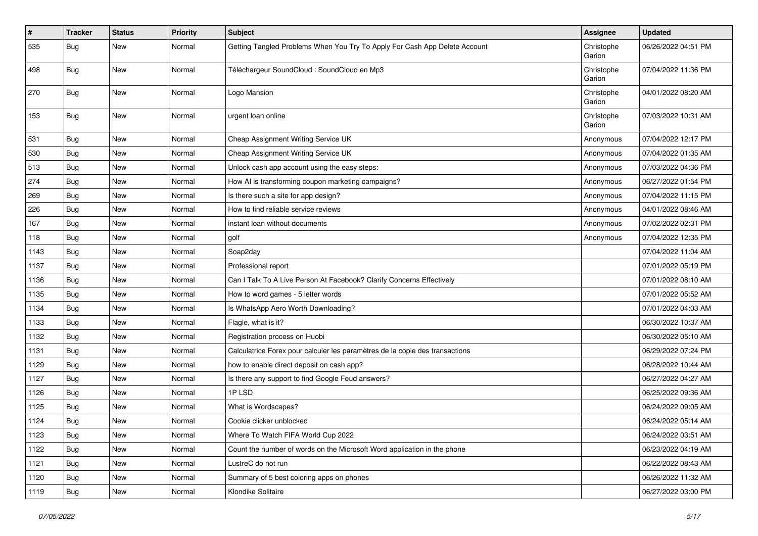| # | Tracker | Status | Priority | Subject | Assignee | Updated |
|---|---|---|---|---|---|---|
| 535 | Bug | New | Normal | Getting Tangled Problems When You Try To Apply For Cash App Delete Account | Christophe Garion | 06/26/2022 04:51 PM |
| 498 | Bug | New | Normal | Téléchargeur SoundCloud : SoundCloud en Mp3 | Christophe Garion | 07/04/2022 11:36 PM |
| 270 | Bug | New | Normal | Logo Mansion | Christophe Garion | 04/01/2022 08:20 AM |
| 153 | Bug | New | Normal | urgent loan online | Christophe Garion | 07/03/2022 10:31 AM |
| 531 | Bug | New | Normal | Cheap Assignment Writing Service UK | Anonymous | 07/04/2022 12:17 PM |
| 530 | Bug | New | Normal | Cheap Assignment Writing Service UK | Anonymous | 07/04/2022 01:35 AM |
| 513 | Bug | New | Normal | Unlock cash app account using the easy steps: | Anonymous | 07/03/2022 04:36 PM |
| 274 | Bug | New | Normal | How AI is transforming coupon marketing campaigns? | Anonymous | 06/27/2022 01:54 PM |
| 269 | Bug | New | Normal | Is there such a site for app design? | Anonymous | 07/04/2022 11:15 PM |
| 226 | Bug | New | Normal | How to find reliable service reviews | Anonymous | 04/01/2022 08:46 AM |
| 167 | Bug | New | Normal | instant loan without documents | Anonymous | 07/02/2022 02:31 PM |
| 118 | Bug | New | Normal | golf | Anonymous | 07/04/2022 12:35 PM |
| 1143 | Bug | New | Normal | Soap2day | | 07/04/2022 11:04 AM |
| 1137 | Bug | New | Normal | Professional report | | 07/01/2022 05:19 PM |
| 1136 | Bug | New | Normal | Can I Talk To A Live Person At Facebook? Clarify Concerns Effectively | | 07/01/2022 08:10 AM |
| 1135 | Bug | New | Normal | How to word games - 5 letter words | | 07/01/2022 05:52 AM |
| 1134 | Bug | New | Normal | Is WhatsApp Aero Worth Downloading? | | 07/01/2022 04:03 AM |
| 1133 | Bug | New | Normal | Flagle, what is it? | | 06/30/2022 10:37 AM |
| 1132 | Bug | New | Normal | Registration process on Huobi | | 06/30/2022 05:10 AM |
| 1131 | Bug | New | Normal | Calculatrice Forex pour calculer les paramètres de la copie des transactions | | 06/29/2022 07:24 PM |
| 1129 | Bug | New | Normal | how to enable direct deposit on cash app? | | 06/28/2022 10:44 AM |
| 1127 | Bug | New | Normal | Is there any support to find Google Feud answers? | | 06/27/2022 04:27 AM |
| 1126 | Bug | New | Normal | 1P LSD | | 06/25/2022 09:36 AM |
| 1125 | Bug | New | Normal | What is Wordscapes? | | 06/24/2022 09:05 AM |
| 1124 | Bug | New | Normal | Cookie clicker unblocked | | 06/24/2022 05:14 AM |
| 1123 | Bug | New | Normal | Where To Watch FIFA World Cup 2022 | | 06/24/2022 03:51 AM |
| 1122 | Bug | New | Normal | Count the number of words on the Microsoft Word application in the phone | | 06/23/2022 04:19 AM |
| 1121 | Bug | New | Normal | LustreC do not run | | 06/22/2022 08:43 AM |
| 1120 | Bug | New | Normal | Summary of 5 best coloring apps on phones | | 06/26/2022 11:32 AM |
| 1119 | Bug | New | Normal | Klondike Solitaire | | 06/27/2022 03:00 PM |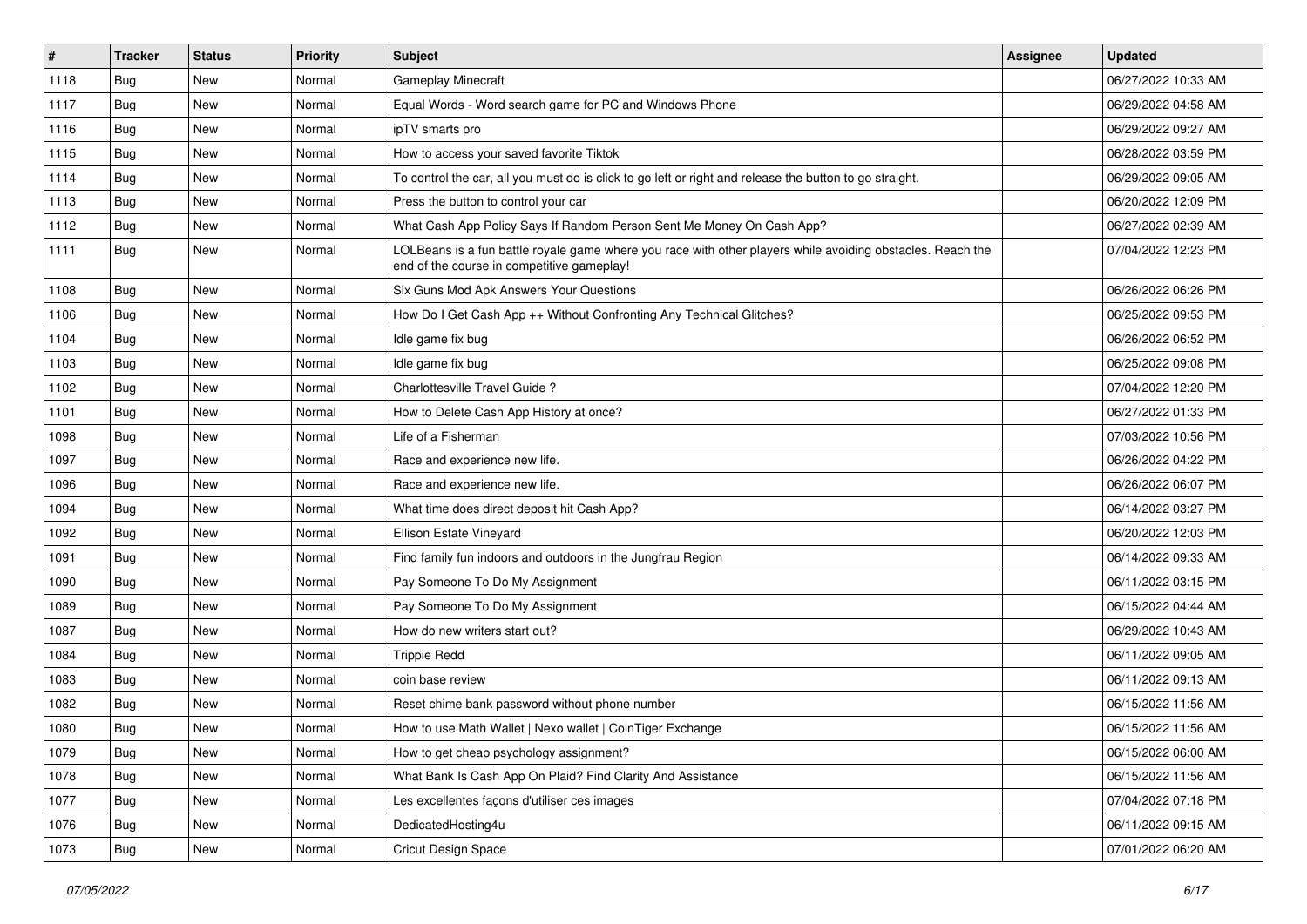| # | Tracker | Status | Priority | Subject | Assignee | Updated |
|---|---|---|---|---|---|---|
| 1118 | Bug | New | Normal | Gameplay Minecraft | | 06/27/2022 10:33 AM |
| 1117 | Bug | New | Normal | Equal Words - Word search game for PC and Windows Phone | | 06/29/2022 04:58 AM |
| 1116 | Bug | New | Normal | ipTV smarts pro | | 06/29/2022 09:27 AM |
| 1115 | Bug | New | Normal | How to access your saved favorite Tiktok | | 06/28/2022 03:59 PM |
| 1114 | Bug | New | Normal | To control the car, all you must do is click to go left or right and release the button to go straight. | | 06/29/2022 09:05 AM |
| 1113 | Bug | New | Normal | Press the button to control your car | | 06/20/2022 12:09 PM |
| 1112 | Bug | New | Normal | What Cash App Policy Says If Random Person Sent Me Money On Cash App? | | 06/27/2022 02:39 AM |
| 1111 | Bug | New | Normal | LOLBeans is a fun battle royale game where you race with other players while avoiding obstacles. Reach the end of the course in competitive gameplay! | | 07/04/2022 12:23 PM |
| 1108 | Bug | New | Normal | Six Guns Mod Apk Answers Your Questions | | 06/26/2022 06:26 PM |
| 1106 | Bug | New | Normal | How Do I Get Cash App ++ Without Confronting Any Technical Glitches? | | 06/25/2022 09:53 PM |
| 1104 | Bug | New | Normal | Idle game fix bug | | 06/26/2022 06:52 PM |
| 1103 | Bug | New | Normal | Idle game fix bug | | 06/25/2022 09:08 PM |
| 1102 | Bug | New | Normal | Charlottesville Travel Guide ? | | 07/04/2022 12:20 PM |
| 1101 | Bug | New | Normal | How to Delete Cash App History at once? | | 06/27/2022 01:33 PM |
| 1098 | Bug | New | Normal | Life of a Fisherman | | 07/03/2022 10:56 PM |
| 1097 | Bug | New | Normal | Race and experience new life. | | 06/26/2022 04:22 PM |
| 1096 | Bug | New | Normal | Race and experience new life. | | 06/26/2022 06:07 PM |
| 1094 | Bug | New | Normal | What time does direct deposit hit Cash App? | | 06/14/2022 03:27 PM |
| 1092 | Bug | New | Normal | Ellison Estate Vineyard | | 06/20/2022 12:03 PM |
| 1091 | Bug | New | Normal | Find family fun indoors and outdoors in the Jungfrau Region | | 06/14/2022 09:33 AM |
| 1090 | Bug | New | Normal | Pay Someone To Do My Assignment | | 06/11/2022 03:15 PM |
| 1089 | Bug | New | Normal | Pay Someone To Do My Assignment | | 06/15/2022 04:44 AM |
| 1087 | Bug | New | Normal | How do new writers start out? | | 06/29/2022 10:43 AM |
| 1084 | Bug | New | Normal | Trippie Redd | | 06/11/2022 09:05 AM |
| 1083 | Bug | New | Normal | coin base review | | 06/11/2022 09:13 AM |
| 1082 | Bug | New | Normal | Reset chime bank password without phone number | | 06/15/2022 11:56 AM |
| 1080 | Bug | New | Normal | How to use Math Wallet \| Nexo wallet \| CoinTiger Exchange | | 06/15/2022 11:56 AM |
| 1079 | Bug | New | Normal | How to get cheap psychology assignment? | | 06/15/2022 06:00 AM |
| 1078 | Bug | New | Normal | What Bank Is Cash App On Plaid? Find Clarity And Assistance | | 06/15/2022 11:56 AM |
| 1077 | Bug | New | Normal | Les excellentes façons d'utiliser ces images | | 07/04/2022 07:18 PM |
| 1076 | Bug | New | Normal | DedicatedHosting4u | | 06/11/2022 09:15 AM |
| 1073 | Bug | New | Normal | Cricut Design Space | | 07/01/2022 06:20 AM |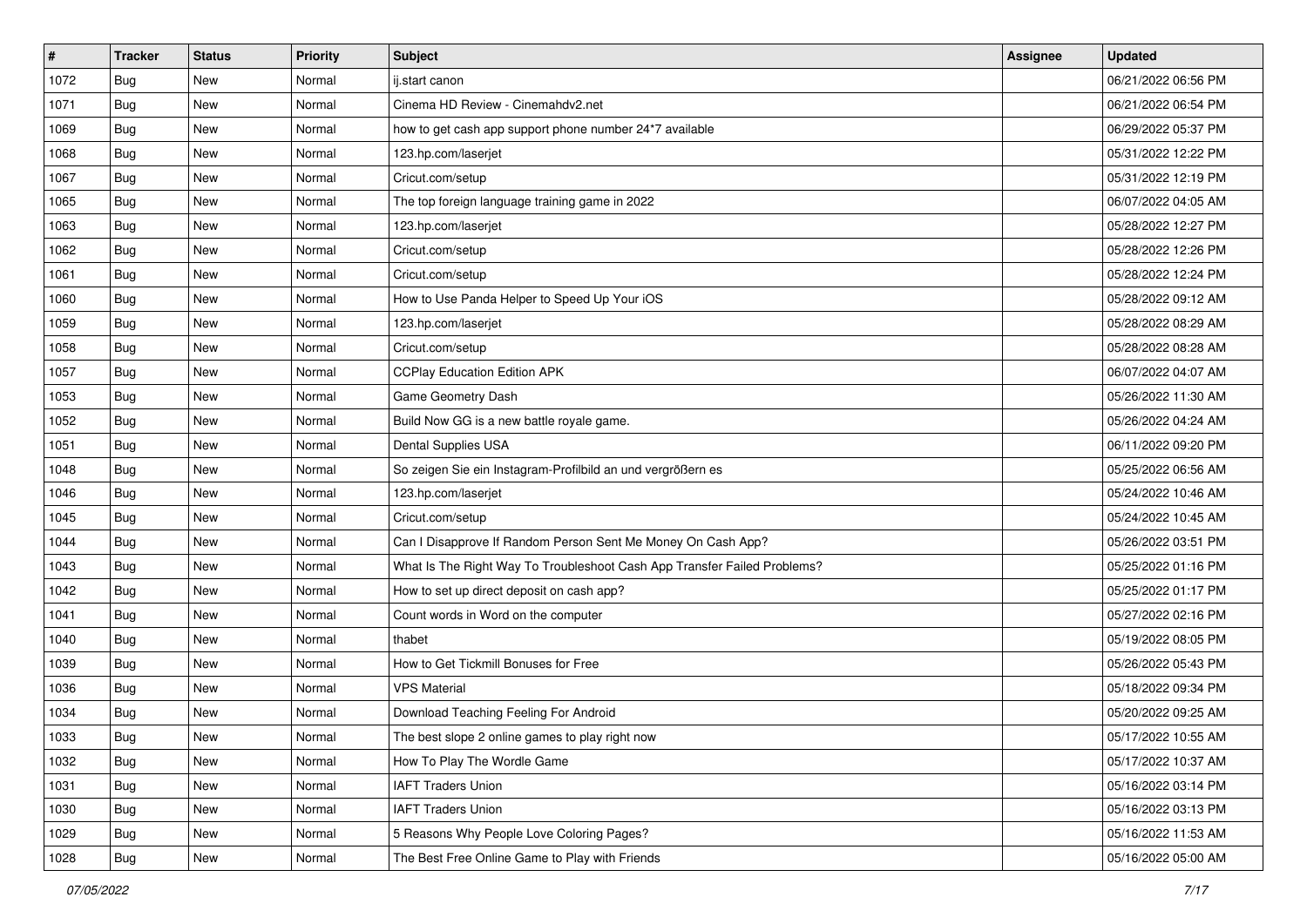| # | Tracker | Status | Priority | Subject | Assignee | Updated |
| --- | --- | --- | --- | --- | --- | --- |
| 1072 | Bug | New | Normal | ij.start canon | | 06/21/2022 06:56 PM |
| 1071 | Bug | New | Normal | Cinema HD Review - Cinemahdv2.net | | 06/21/2022 06:54 PM |
| 1069 | Bug | New | Normal | how to get cash app support phone number 24*7 available | | 06/29/2022 05:37 PM |
| 1068 | Bug | New | Normal | 123.hp.com/laserjet | | 05/31/2022 12:22 PM |
| 1067 | Bug | New | Normal | Cricut.com/setup | | 05/31/2022 12:19 PM |
| 1065 | Bug | New | Normal | The top foreign language training game in 2022 | | 06/07/2022 04:05 AM |
| 1063 | Bug | New | Normal | 123.hp.com/laserjet | | 05/28/2022 12:27 PM |
| 1062 | Bug | New | Normal | Cricut.com/setup | | 05/28/2022 12:26 PM |
| 1061 | Bug | New | Normal | Cricut.com/setup | | 05/28/2022 12:24 PM |
| 1060 | Bug | New | Normal | How to Use Panda Helper to Speed Up Your iOS | | 05/28/2022 09:12 AM |
| 1059 | Bug | New | Normal | 123.hp.com/laserjet | | 05/28/2022 08:29 AM |
| 1058 | Bug | New | Normal | Cricut.com/setup | | 05/28/2022 08:28 AM |
| 1057 | Bug | New | Normal | CCPlay Education Edition APK | | 06/07/2022 04:07 AM |
| 1053 | Bug | New | Normal | Game Geometry Dash | | 05/26/2022 11:30 AM |
| 1052 | Bug | New | Normal | Build Now GG is a new battle royale game. | | 05/26/2022 04:24 AM |
| 1051 | Bug | New | Normal | Dental Supplies USA | | 06/11/2022 09:20 PM |
| 1048 | Bug | New | Normal | So zeigen Sie ein Instagram-Profilbild an und vergrößern es | | 05/25/2022 06:56 AM |
| 1046 | Bug | New | Normal | 123.hp.com/laserjet | | 05/24/2022 10:46 AM |
| 1045 | Bug | New | Normal | Cricut.com/setup | | 05/24/2022 10:45 AM |
| 1044 | Bug | New | Normal | Can I Disapprove If Random Person Sent Me Money On Cash App? | | 05/26/2022 03:51 PM |
| 1043 | Bug | New | Normal | What Is The Right Way To Troubleshoot Cash App Transfer Failed Problems? | | 05/25/2022 01:16 PM |
| 1042 | Bug | New | Normal | How to set up direct deposit on cash app? | | 05/25/2022 01:17 PM |
| 1041 | Bug | New | Normal | Count words in Word on the computer | | 05/27/2022 02:16 PM |
| 1040 | Bug | New | Normal | thabet | | 05/19/2022 08:05 PM |
| 1039 | Bug | New | Normal | How to Get Tickmill Bonuses for Free | | 05/26/2022 05:43 PM |
| 1036 | Bug | New | Normal | VPS Material | | 05/18/2022 09:34 PM |
| 1034 | Bug | New | Normal | Download Teaching Feeling For Android | | 05/20/2022 09:25 AM |
| 1033 | Bug | New | Normal | The best slope 2 online games to play right now | | 05/17/2022 10:55 AM |
| 1032 | Bug | New | Normal | How To Play The Wordle Game | | 05/17/2022 10:37 AM |
| 1031 | Bug | New | Normal | IAFT Traders Union | | 05/16/2022 03:14 PM |
| 1030 | Bug | New | Normal | IAFT Traders Union | | 05/16/2022 03:13 PM |
| 1029 | Bug | New | Normal | 5 Reasons Why People Love Coloring Pages? | | 05/16/2022 11:53 AM |
| 1028 | Bug | New | Normal | The Best Free Online Game to Play with Friends | | 05/16/2022 05:00 AM |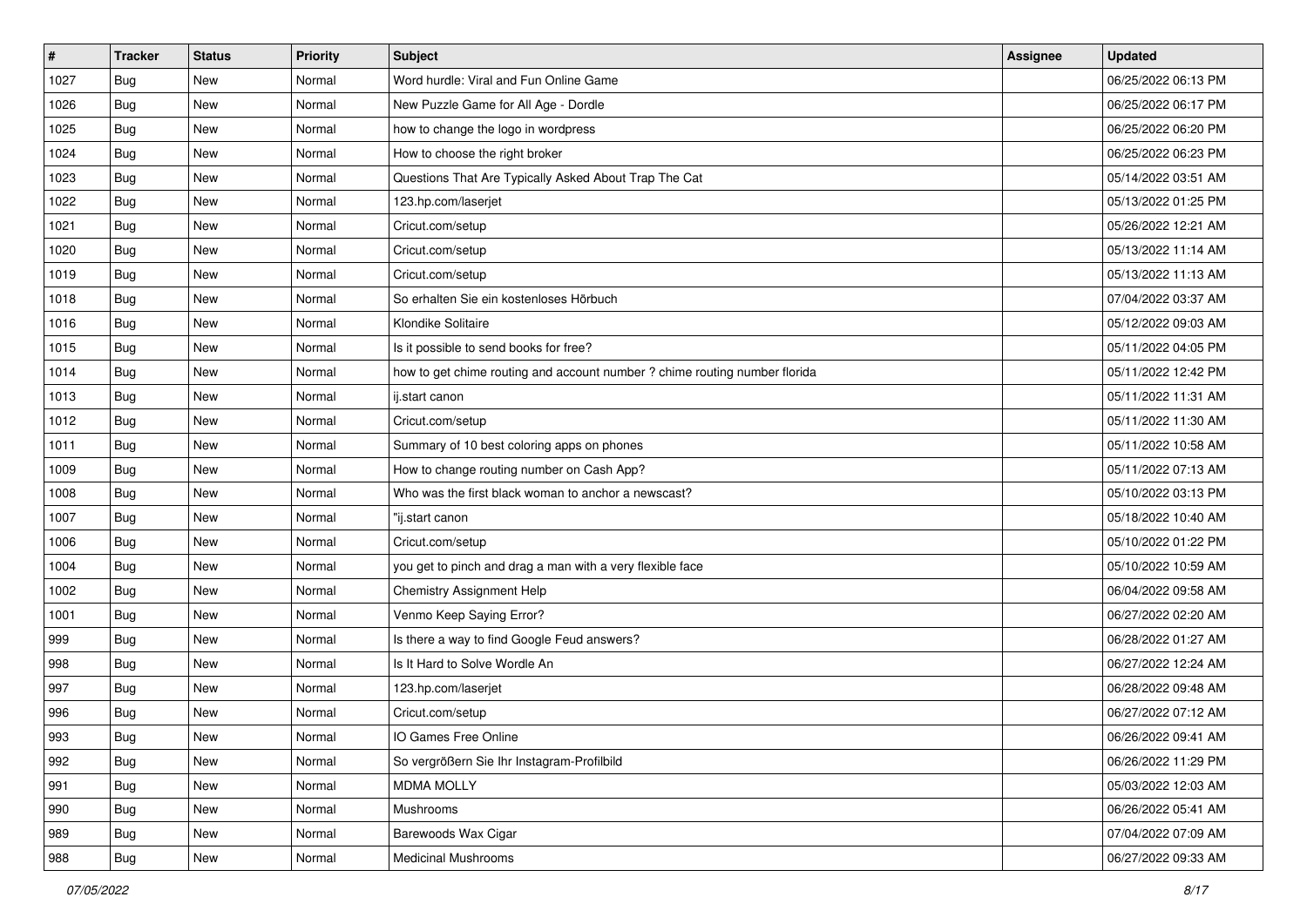| # | Tracker | Status | Priority | Subject | Assignee | Updated |
|---|---|---|---|---|---|---|
| 1027 | Bug | New | Normal | Word hurdle: Viral and Fun Online Game | | 06/25/2022 06:13 PM |
| 1026 | Bug | New | Normal | New Puzzle Game for All Age - Dordle | | 06/25/2022 06:17 PM |
| 1025 | Bug | New | Normal | how to change the logo in wordpress | | 06/25/2022 06:20 PM |
| 1024 | Bug | New | Normal | How to choose the right broker | | 06/25/2022 06:23 PM |
| 1023 | Bug | New | Normal | Questions That Are Typically Asked About Trap The Cat | | 05/14/2022 03:51 AM |
| 1022 | Bug | New | Normal | 123.hp.com/laserjet | | 05/13/2022 01:25 PM |
| 1021 | Bug | New | Normal | Cricut.com/setup | | 05/26/2022 12:21 AM |
| 1020 | Bug | New | Normal | Cricut.com/setup | | 05/13/2022 11:14 AM |
| 1019 | Bug | New | Normal | Cricut.com/setup | | 05/13/2022 11:13 AM |
| 1018 | Bug | New | Normal | So erhalten Sie ein kostenloses Hörbuch | | 07/04/2022 03:37 AM |
| 1016 | Bug | New | Normal | Klondike Solitaire | | 05/12/2022 09:03 AM |
| 1015 | Bug | New | Normal | Is it possible to send books for free? | | 05/11/2022 04:05 PM |
| 1014 | Bug | New | Normal | how to get chime routing and account number ? chime routing number florida | | 05/11/2022 12:42 PM |
| 1013 | Bug | New | Normal | ij.start canon | | 05/11/2022 11:31 AM |
| 1012 | Bug | New | Normal | Cricut.com/setup | | 05/11/2022 11:30 AM |
| 1011 | Bug | New | Normal | Summary of 10 best coloring apps on phones | | 05/11/2022 10:58 AM |
| 1009 | Bug | New | Normal | How to change routing number on Cash App? | | 05/11/2022 07:13 AM |
| 1008 | Bug | New | Normal | Who was the first black woman to anchor a newscast? | | 05/10/2022 03:13 PM |
| 1007 | Bug | New | Normal | "ij.start canon | | 05/18/2022 10:40 AM |
| 1006 | Bug | New | Normal | Cricut.com/setup | | 05/10/2022 01:22 PM |
| 1004 | Bug | New | Normal | you get to pinch and drag a man with a very flexible face | | 05/10/2022 10:59 AM |
| 1002 | Bug | New | Normal | Chemistry Assignment Help | | 06/04/2022 09:58 AM |
| 1001 | Bug | New | Normal | Venmo Keep Saying Error? | | 06/27/2022 02:20 AM |
| 999 | Bug | New | Normal | Is there a way to find Google Feud answers? | | 06/28/2022 01:27 AM |
| 998 | Bug | New | Normal | Is It Hard to Solve Wordle An | | 06/27/2022 12:24 AM |
| 997 | Bug | New | Normal | 123.hp.com/laserjet | | 06/28/2022 09:48 AM |
| 996 | Bug | New | Normal | Cricut.com/setup | | 06/27/2022 07:12 AM |
| 993 | Bug | New | Normal | IO Games Free Online | | 06/26/2022 09:41 AM |
| 992 | Bug | New | Normal | So vergrößern Sie Ihr Instagram-Profilbild | | 06/26/2022 11:29 PM |
| 991 | Bug | New | Normal | MDMA MOLLY | | 05/03/2022 12:03 AM |
| 990 | Bug | New | Normal | Mushrooms | | 06/26/2022 05:41 AM |
| 989 | Bug | New | Normal | Barewoods Wax Cigar | | 07/04/2022 07:09 AM |
| 988 | Bug | New | Normal | Medicinal Mushrooms | | 06/27/2022 09:33 AM |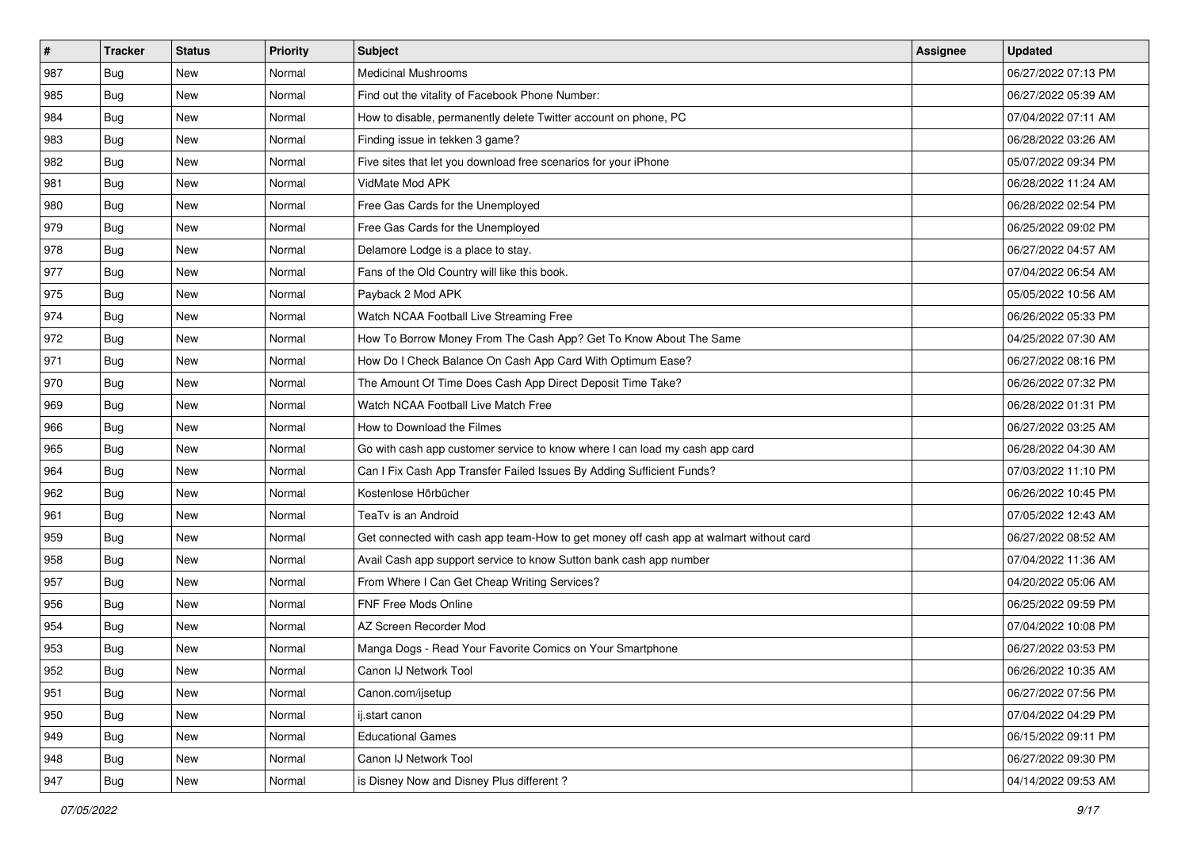| # | Tracker | Status | Priority | Subject | Assignee | Updated |
|---|---|---|---|---|---|---|
| 987 | Bug | New | Normal | Medicinal Mushrooms | | 06/27/2022 07:13 PM |
| 985 | Bug | New | Normal | Find out the vitality of Facebook Phone Number: | | 06/27/2022 05:39 AM |
| 984 | Bug | New | Normal | How to disable, permanently delete Twitter account on phone, PC | | 07/04/2022 07:11 AM |
| 983 | Bug | New | Normal | Finding issue in tekken 3 game? | | 06/28/2022 03:26 AM |
| 982 | Bug | New | Normal | Five sites that let you download free scenarios for your iPhone | | 05/07/2022 09:34 PM |
| 981 | Bug | New | Normal | VidMate Mod APK | | 06/28/2022 11:24 AM |
| 980 | Bug | New | Normal | Free Gas Cards for the Unemployed | | 06/28/2022 02:54 PM |
| 979 | Bug | New | Normal | Free Gas Cards for the Unemployed | | 06/25/2022 09:02 PM |
| 978 | Bug | New | Normal | Delamore Lodge is a place to stay. | | 06/27/2022 04:57 AM |
| 977 | Bug | New | Normal | Fans of the Old Country will like this book. | | 07/04/2022 06:54 AM |
| 975 | Bug | New | Normal | Payback 2 Mod APK | | 05/05/2022 10:56 AM |
| 974 | Bug | New | Normal | Watch NCAA Football Live Streaming Free | | 06/26/2022 05:33 PM |
| 972 | Bug | New | Normal | How To Borrow Money From The Cash App? Get To Know About The Same | | 04/25/2022 07:30 AM |
| 971 | Bug | New | Normal | How Do I Check Balance On Cash App Card With Optimum Ease? | | 06/27/2022 08:16 PM |
| 970 | Bug | New | Normal | The Amount Of Time Does Cash App Direct Deposit Time Take? | | 06/26/2022 07:32 PM |
| 969 | Bug | New | Normal | Watch NCAA Football Live Match Free | | 06/28/2022 01:31 PM |
| 966 | Bug | New | Normal | How to Download the Filmes | | 06/27/2022 03:25 AM |
| 965 | Bug | New | Normal | Go with cash app customer service to know where I can load my cash app card | | 06/28/2022 04:30 AM |
| 964 | Bug | New | Normal | Can I Fix Cash App Transfer Failed Issues By Adding Sufficient Funds? | | 07/03/2022 11:10 PM |
| 962 | Bug | New | Normal | Kostenlose Hörbücher | | 06/26/2022 10:45 PM |
| 961 | Bug | New | Normal | TeaTv is an Android | | 07/05/2022 12:43 AM |
| 959 | Bug | New | Normal | Get connected with cash app team-How to get money off cash app at walmart without card | | 06/27/2022 08:52 AM |
| 958 | Bug | New | Normal | Avail Cash app support service to know Sutton bank cash app number | | 07/04/2022 11:36 AM |
| 957 | Bug | New | Normal | From Where I Can Get Cheap Writing Services? | | 04/20/2022 05:06 AM |
| 956 | Bug | New | Normal | FNF Free Mods Online | | 06/25/2022 09:59 PM |
| 954 | Bug | New | Normal | AZ Screen Recorder Mod | | 07/04/2022 10:08 PM |
| 953 | Bug | New | Normal | Manga Dogs - Read Your Favorite Comics on Your Smartphone | | 06/27/2022 03:53 PM |
| 952 | Bug | New | Normal | Canon IJ Network Tool | | 06/26/2022 10:35 AM |
| 951 | Bug | New | Normal | Canon.com/ijsetup | | 06/27/2022 07:56 PM |
| 950 | Bug | New | Normal | ij.start canon | | 07/04/2022 04:29 PM |
| 949 | Bug | New | Normal | Educational Games | | 06/15/2022 09:11 PM |
| 948 | Bug | New | Normal | Canon IJ Network Tool | | 06/27/2022 09:30 PM |
| 947 | Bug | New | Normal | is Disney Now and Disney Plus different ? | | 04/14/2022 09:53 AM |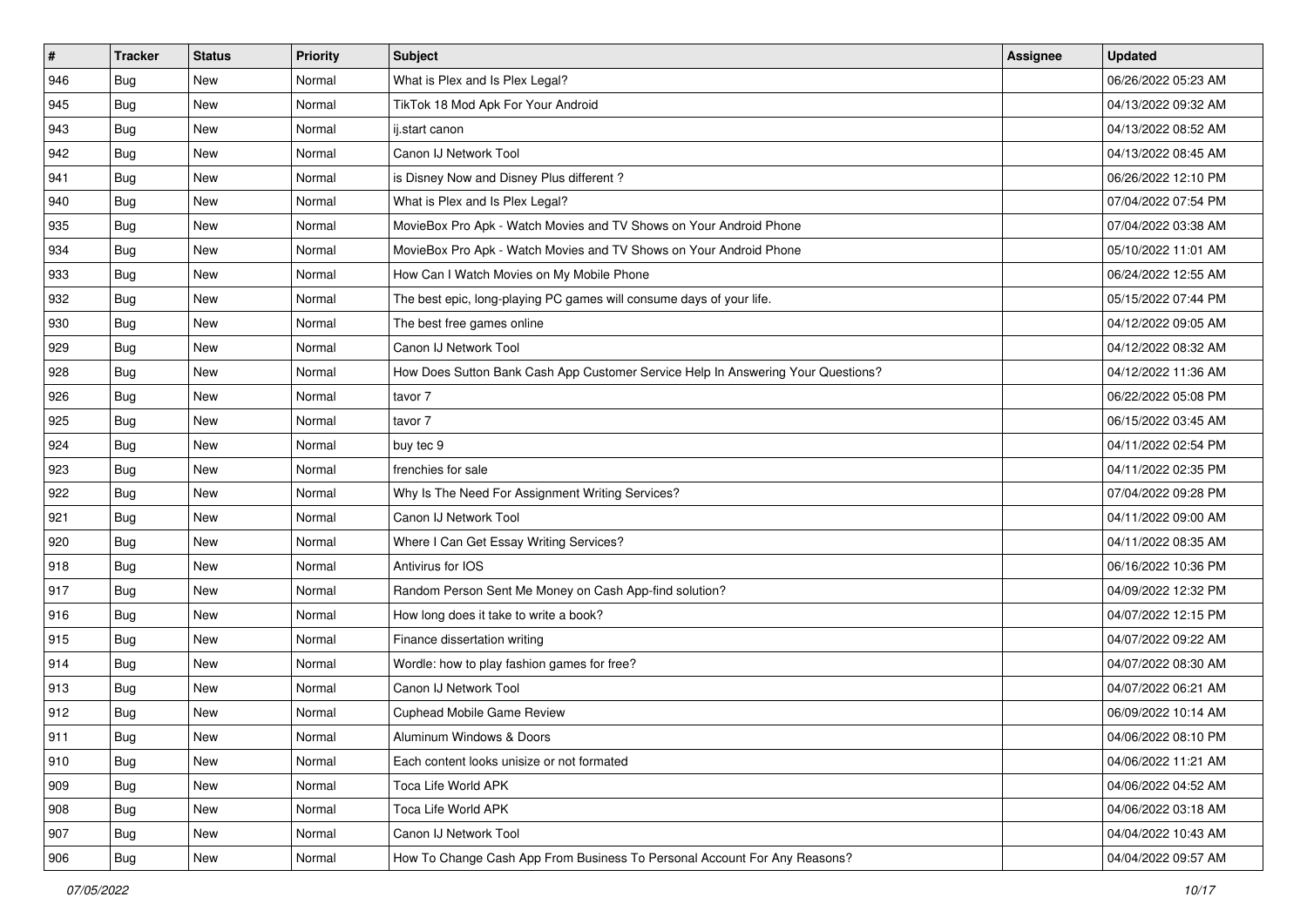| # | Tracker | Status | Priority | Subject | Assignee | Updated |
| --- | --- | --- | --- | --- | --- | --- |
| 946 | Bug | New | Normal | What is Plex and Is Plex Legal? | | 06/26/2022 05:23 AM |
| 945 | Bug | New | Normal | TikTok 18 Mod Apk For Your Android | | 04/13/2022 09:32 AM |
| 943 | Bug | New | Normal | ij.start canon | | 04/13/2022 08:52 AM |
| 942 | Bug | New | Normal | Canon IJ Network Tool | | 04/13/2022 08:45 AM |
| 941 | Bug | New | Normal | is Disney Now and Disney Plus different ? | | 06/26/2022 12:10 PM |
| 940 | Bug | New | Normal | What is Plex and Is Plex Legal? | | 07/04/2022 07:54 PM |
| 935 | Bug | New | Normal | MovieBox Pro Apk - Watch Movies and TV Shows on Your Android Phone | | 07/04/2022 03:38 AM |
| 934 | Bug | New | Normal | MovieBox Pro Apk - Watch Movies and TV Shows on Your Android Phone | | 05/10/2022 11:01 AM |
| 933 | Bug | New | Normal | How Can I Watch Movies on My Mobile Phone | | 06/24/2022 12:55 AM |
| 932 | Bug | New | Normal | The best epic, long-playing PC games will consume days of your life. | | 05/15/2022 07:44 PM |
| 930 | Bug | New | Normal | The best free games online | | 04/12/2022 09:05 AM |
| 929 | Bug | New | Normal | Canon IJ Network Tool | | 04/12/2022 08:32 AM |
| 928 | Bug | New | Normal | How Does Sutton Bank Cash App Customer Service Help In Answering Your Questions? | | 04/12/2022 11:36 AM |
| 926 | Bug | New | Normal | tavor 7 | | 06/22/2022 05:08 PM |
| 925 | Bug | New | Normal | tavor 7 | | 06/15/2022 03:45 AM |
| 924 | Bug | New | Normal | buy tec 9 | | 04/11/2022 02:54 PM |
| 923 | Bug | New | Normal | frenchies for sale | | 04/11/2022 02:35 PM |
| 922 | Bug | New | Normal | Why Is The Need For Assignment Writing Services? | | 07/04/2022 09:28 PM |
| 921 | Bug | New | Normal | Canon IJ Network Tool | | 04/11/2022 09:00 AM |
| 920 | Bug | New | Normal | Where I Can Get Essay Writing Services? | | 04/11/2022 08:35 AM |
| 918 | Bug | New | Normal | Antivirus for IOS | | 06/16/2022 10:36 PM |
| 917 | Bug | New | Normal | Random Person Sent Me Money on Cash App-find solution? | | 04/09/2022 12:32 PM |
| 916 | Bug | New | Normal | How long does it take to write a book? | | 04/07/2022 12:15 PM |
| 915 | Bug | New | Normal | Finance dissertation writing | | 04/07/2022 09:22 AM |
| 914 | Bug | New | Normal | Wordle: how to play fashion games for free? | | 04/07/2022 08:30 AM |
| 913 | Bug | New | Normal | Canon IJ Network Tool | | 04/07/2022 06:21 AM |
| 912 | Bug | New | Normal | Cuphead Mobile Game Review | | 06/09/2022 10:14 AM |
| 911 | Bug | New | Normal | Aluminum Windows & Doors | | 04/06/2022 08:10 PM |
| 910 | Bug | New | Normal | Each content looks unisize or not formated | | 04/06/2022 11:21 AM |
| 909 | Bug | New | Normal | Toca Life World APK | | 04/06/2022 04:52 AM |
| 908 | Bug | New | Normal | Toca Life World APK | | 04/06/2022 03:18 AM |
| 907 | Bug | New | Normal | Canon IJ Network Tool | | 04/04/2022 10:43 AM |
| 906 | Bug | New | Normal | How To Change Cash App From Business To Personal Account For Any Reasons? | | 04/04/2022 09:57 AM |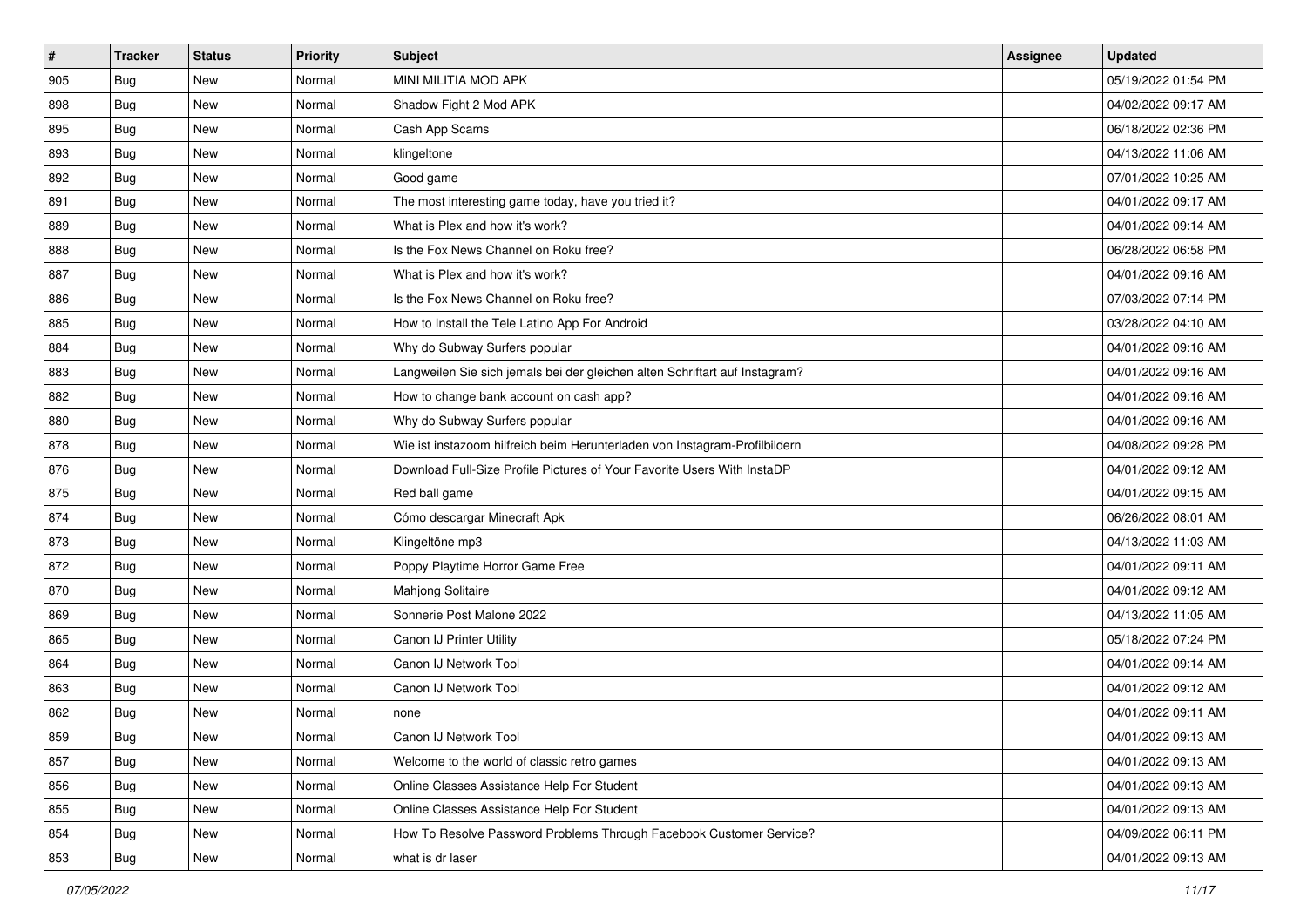| # | Tracker | Status | Priority | Subject | Assignee | Updated |
| --- | --- | --- | --- | --- | --- | --- |
| 905 | Bug | New | Normal | MINI MILITIA MOD APK | | 05/19/2022 01:54 PM |
| 898 | Bug | New | Normal | Shadow Fight 2 Mod APK | | 04/02/2022 09:17 AM |
| 895 | Bug | New | Normal | Cash App Scams | | 06/18/2022 02:36 PM |
| 893 | Bug | New | Normal | klingeltone | | 04/13/2022 11:06 AM |
| 892 | Bug | New | Normal | Good game | | 07/01/2022 10:25 AM |
| 891 | Bug | New | Normal | The most interesting game today, have you tried it? | | 04/01/2022 09:17 AM |
| 889 | Bug | New | Normal | What is Plex and how it's work? | | 04/01/2022 09:14 AM |
| 888 | Bug | New | Normal | Is the Fox News Channel on Roku free? | | 06/28/2022 06:58 PM |
| 887 | Bug | New | Normal | What is Plex and how it's work? | | 04/01/2022 09:16 AM |
| 886 | Bug | New | Normal | Is the Fox News Channel on Roku free? | | 07/03/2022 07:14 PM |
| 885 | Bug | New | Normal | How to Install the Tele Latino App For Android | | 03/28/2022 04:10 AM |
| 884 | Bug | New | Normal | Why do Subway Surfers popular | | 04/01/2022 09:16 AM |
| 883 | Bug | New | Normal | Langweilen Sie sich jemals bei der gleichen alten Schriftart auf Instagram? | | 04/01/2022 09:16 AM |
| 882 | Bug | New | Normal | How to change bank account on cash app? | | 04/01/2022 09:16 AM |
| 880 | Bug | New | Normal | Why do Subway Surfers popular | | 04/01/2022 09:16 AM |
| 878 | Bug | New | Normal | Wie ist instazoom hilfreich beim Herunterladen von Instagram-Profilbildern | | 04/08/2022 09:28 PM |
| 876 | Bug | New | Normal | Download Full-Size Profile Pictures of Your Favorite Users With InstaDP | | 04/01/2022 09:12 AM |
| 875 | Bug | New | Normal | Red ball game | | 04/01/2022 09:15 AM |
| 874 | Bug | New | Normal | Cómo descargar Minecraft Apk | | 06/26/2022 08:01 AM |
| 873 | Bug | New | Normal | Klingeltöne mp3 | | 04/13/2022 11:03 AM |
| 872 | Bug | New | Normal | Poppy Playtime Horror Game Free | | 04/01/2022 09:11 AM |
| 870 | Bug | New | Normal | Mahjong Solitaire | | 04/01/2022 09:12 AM |
| 869 | Bug | New | Normal | Sonnerie Post Malone 2022 | | 04/13/2022 11:05 AM |
| 865 | Bug | New | Normal | Canon IJ Printer Utility | | 05/18/2022 07:24 PM |
| 864 | Bug | New | Normal | Canon IJ Network Tool | | 04/01/2022 09:14 AM |
| 863 | Bug | New | Normal | Canon IJ Network Tool | | 04/01/2022 09:12 AM |
| 862 | Bug | New | Normal | none | | 04/01/2022 09:11 AM |
| 859 | Bug | New | Normal | Canon IJ Network Tool | | 04/01/2022 09:13 AM |
| 857 | Bug | New | Normal | Welcome to the world of classic retro games | | 04/01/2022 09:13 AM |
| 856 | Bug | New | Normal | Online Classes Assistance Help For Student | | 04/01/2022 09:13 AM |
| 855 | Bug | New | Normal | Online Classes Assistance Help For Student | | 04/01/2022 09:13 AM |
| 854 | Bug | New | Normal | How To Resolve Password Problems Through Facebook Customer Service? | | 04/09/2022 06:11 PM |
| 853 | Bug | New | Normal | what is dr laser | | 04/01/2022 09:13 AM |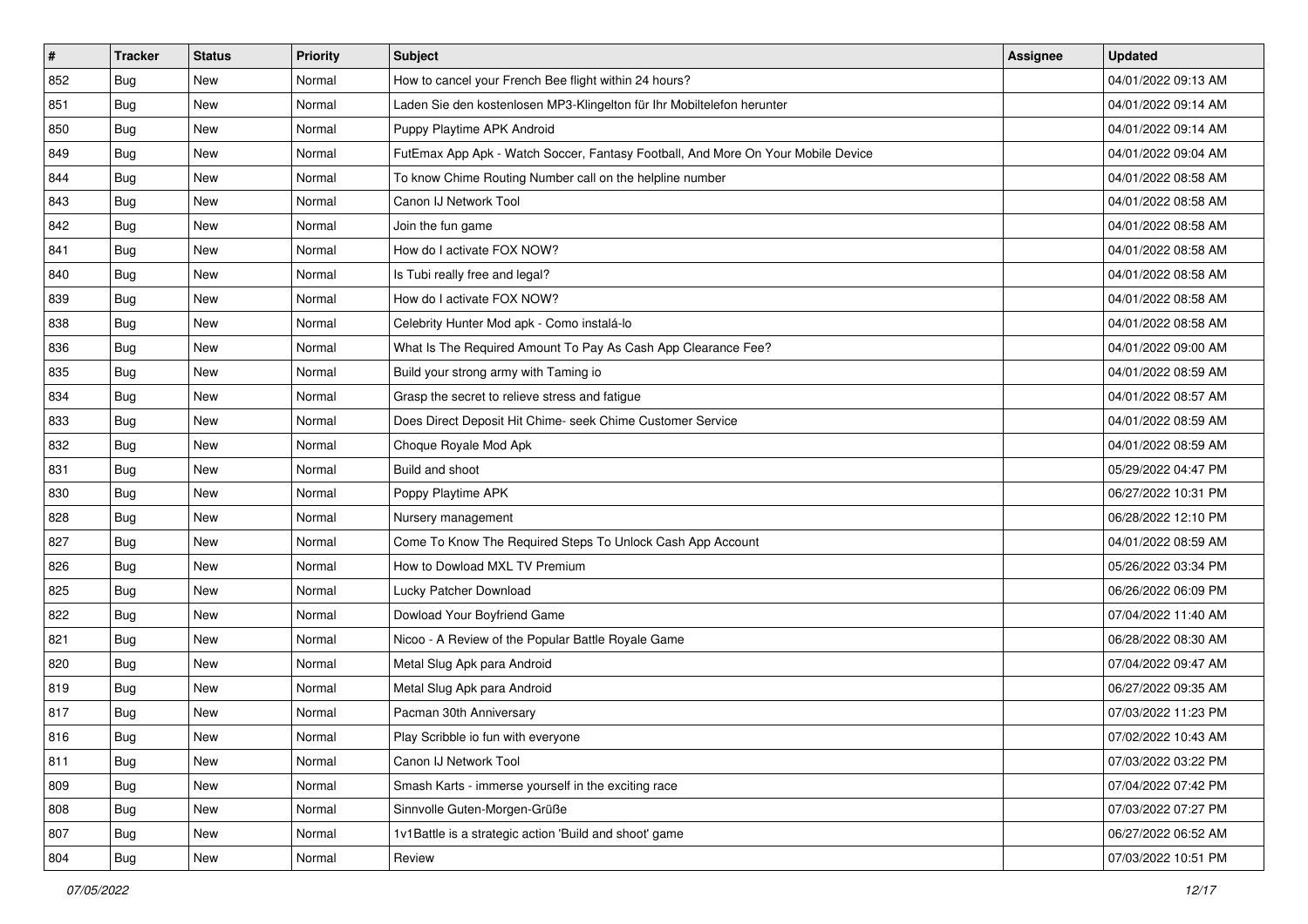| # | Tracker | Status | Priority | Subject | Assignee | Updated |
|---|---|---|---|---|---|---|
| 852 | Bug | New | Normal | How to cancel your French Bee flight within 24 hours? | | 04/01/2022 09:13 AM |
| 851 | Bug | New | Normal | Laden Sie den kostenlosen MP3-Klingelton für Ihr Mobiltelefon herunter | | 04/01/2022 09:14 AM |
| 850 | Bug | New | Normal | Puppy Playtime APK Android | | 04/01/2022 09:14 AM |
| 849 | Bug | New | Normal | FutEmax App Apk - Watch Soccer, Fantasy Football, And More On Your Mobile Device | | 04/01/2022 09:04 AM |
| 844 | Bug | New | Normal | To know Chime Routing Number call on the helpline number | | 04/01/2022 08:58 AM |
| 843 | Bug | New | Normal | Canon IJ Network Tool | | 04/01/2022 08:58 AM |
| 842 | Bug | New | Normal | Join the fun game | | 04/01/2022 08:58 AM |
| 841 | Bug | New | Normal | How do I activate FOX NOW? | | 04/01/2022 08:58 AM |
| 840 | Bug | New | Normal | Is Tubi really free and legal? | | 04/01/2022 08:58 AM |
| 839 | Bug | New | Normal | How do I activate FOX NOW? | | 04/01/2022 08:58 AM |
| 838 | Bug | New | Normal | Celebrity Hunter Mod apk - Como instalá-lo | | 04/01/2022 08:58 AM |
| 836 | Bug | New | Normal | What Is The Required Amount To Pay As Cash App Clearance Fee? | | 04/01/2022 09:00 AM |
| 835 | Bug | New | Normal | Build your strong army with Taming io | | 04/01/2022 08:59 AM |
| 834 | Bug | New | Normal | Grasp the secret to relieve stress and fatigue | | 04/01/2022 08:57 AM |
| 833 | Bug | New | Normal | Does Direct Deposit Hit Chime- seek Chime Customer Service | | 04/01/2022 08:59 AM |
| 832 | Bug | New | Normal | Choque Royale Mod Apk | | 04/01/2022 08:59 AM |
| 831 | Bug | New | Normal | Build and shoot | | 05/29/2022 04:47 PM |
| 830 | Bug | New | Normal | Poppy Playtime APK | | 06/27/2022 10:31 PM |
| 828 | Bug | New | Normal | Nursery management | | 06/28/2022 12:10 PM |
| 827 | Bug | New | Normal | Come To Know The Required Steps To Unlock Cash App Account | | 04/01/2022 08:59 AM |
| 826 | Bug | New | Normal | How to Dowload MXL TV Premium | | 05/26/2022 03:34 PM |
| 825 | Bug | New | Normal | Lucky Patcher Download | | 06/26/2022 06:09 PM |
| 822 | Bug | New | Normal | Dowload Your Boyfriend Game | | 07/04/2022 11:40 AM |
| 821 | Bug | New | Normal | Nicoo - A Review of the Popular Battle Royale Game | | 06/28/2022 08:30 AM |
| 820 | Bug | New | Normal | Metal Slug Apk para Android | | 07/04/2022 09:47 AM |
| 819 | Bug | New | Normal | Metal Slug Apk para Android | | 06/27/2022 09:35 AM |
| 817 | Bug | New | Normal | Pacman 30th Anniversary | | 07/03/2022 11:23 PM |
| 816 | Bug | New | Normal | Play Scribble io fun with everyone | | 07/02/2022 10:43 AM |
| 811 | Bug | New | Normal | Canon IJ Network Tool | | 07/03/2022 03:22 PM |
| 809 | Bug | New | Normal | Smash Karts - immerse yourself in the exciting race | | 07/04/2022 07:42 PM |
| 808 | Bug | New | Normal | Sinnvolle Guten-Morgen-Grüße | | 07/03/2022 07:27 PM |
| 807 | Bug | New | Normal | 1v1Battle is a strategic action 'Build and shoot' game | | 06/27/2022 06:52 AM |
| 804 | Bug | New | Normal | Review | | 07/03/2022 10:51 PM |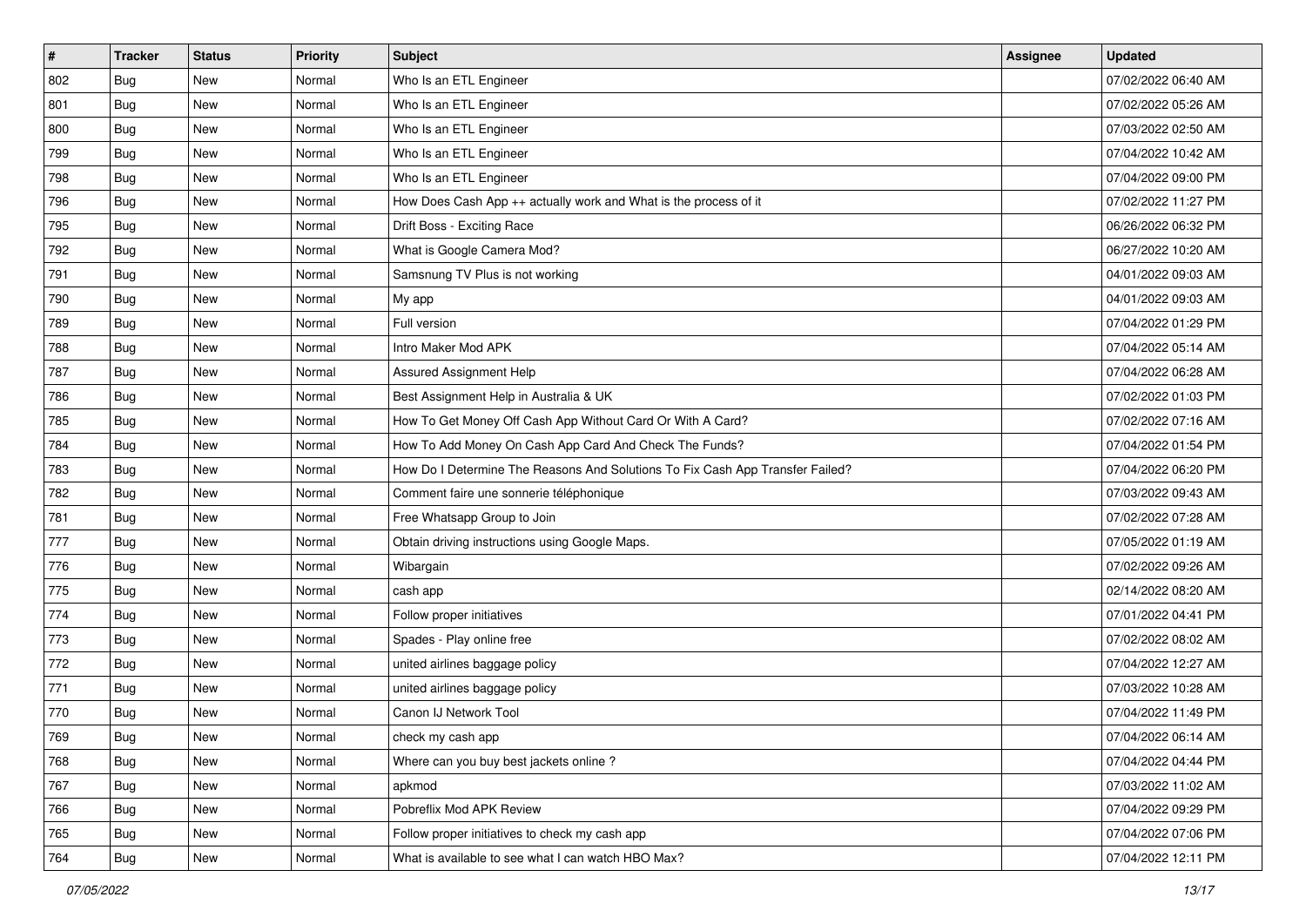| # | Tracker | Status | Priority | Subject | Assignee | Updated |
|---|---|---|---|---|---|---|
| 802 | Bug | New | Normal | Who Is an ETL Engineer | | 07/02/2022 06:40 AM |
| 801 | Bug | New | Normal | Who Is an ETL Engineer | | 07/02/2022 05:26 AM |
| 800 | Bug | New | Normal | Who Is an ETL Engineer | | 07/03/2022 02:50 AM |
| 799 | Bug | New | Normal | Who Is an ETL Engineer | | 07/04/2022 10:42 AM |
| 798 | Bug | New | Normal | Who Is an ETL Engineer | | 07/04/2022 09:00 PM |
| 796 | Bug | New | Normal | How Does Cash App ++ actually work and What is the process of it | | 07/02/2022 11:27 PM |
| 795 | Bug | New | Normal | Drift Boss - Exciting Race | | 06/26/2022 06:32 PM |
| 792 | Bug | New | Normal | What is Google Camera Mod? | | 06/27/2022 10:20 AM |
| 791 | Bug | New | Normal | Samsnung TV Plus is not working | | 04/01/2022 09:03 AM |
| 790 | Bug | New | Normal | My app | | 04/01/2022 09:03 AM |
| 789 | Bug | New | Normal | Full version | | 07/04/2022 01:29 PM |
| 788 | Bug | New | Normal | Intro Maker Mod APK | | 07/04/2022 05:14 AM |
| 787 | Bug | New | Normal | Assured Assignment Help | | 07/04/2022 06:28 AM |
| 786 | Bug | New | Normal | Best Assignment Help in Australia & UK | | 07/02/2022 01:03 PM |
| 785 | Bug | New | Normal | How To Get Money Off Cash App Without Card Or With A Card? | | 07/02/2022 07:16 AM |
| 784 | Bug | New | Normal | How To Add Money On Cash App Card And Check The Funds? | | 07/04/2022 01:54 PM |
| 783 | Bug | New | Normal | How Do I Determine The Reasons And Solutions To Fix Cash App Transfer Failed? | | 07/04/2022 06:20 PM |
| 782 | Bug | New | Normal | Comment faire une sonnerie téléphonique | | 07/03/2022 09:43 AM |
| 781 | Bug | New | Normal | Free Whatsapp Group to Join | | 07/02/2022 07:28 AM |
| 777 | Bug | New | Normal | Obtain driving instructions using Google Maps. | | 07/05/2022 01:19 AM |
| 776 | Bug | New | Normal | Wibargain | | 07/02/2022 09:26 AM |
| 775 | Bug | New | Normal | cash app | | 02/14/2022 08:20 AM |
| 774 | Bug | New | Normal | Follow proper initiatives | | 07/01/2022 04:41 PM |
| 773 | Bug | New | Normal | Spades - Play online free | | 07/02/2022 08:02 AM |
| 772 | Bug | New | Normal | united airlines baggage policy | | 07/04/2022 12:27 AM |
| 771 | Bug | New | Normal | united airlines baggage policy | | 07/03/2022 10:28 AM |
| 770 | Bug | New | Normal | Canon IJ Network Tool | | 07/04/2022 11:49 PM |
| 769 | Bug | New | Normal | check my cash app | | 07/04/2022 06:14 AM |
| 768 | Bug | New | Normal | Where can you buy best jackets online ? | | 07/04/2022 04:44 PM |
| 767 | Bug | New | Normal | apkmod | | 07/03/2022 11:02 AM |
| 766 | Bug | New | Normal | Pobreflix Mod APK Review | | 07/04/2022 09:29 PM |
| 765 | Bug | New | Normal | Follow proper initiatives to check my cash app | | 07/04/2022 07:06 PM |
| 764 | Bug | New | Normal | What is available to see what I can watch HBO Max? | | 07/04/2022 12:11 PM |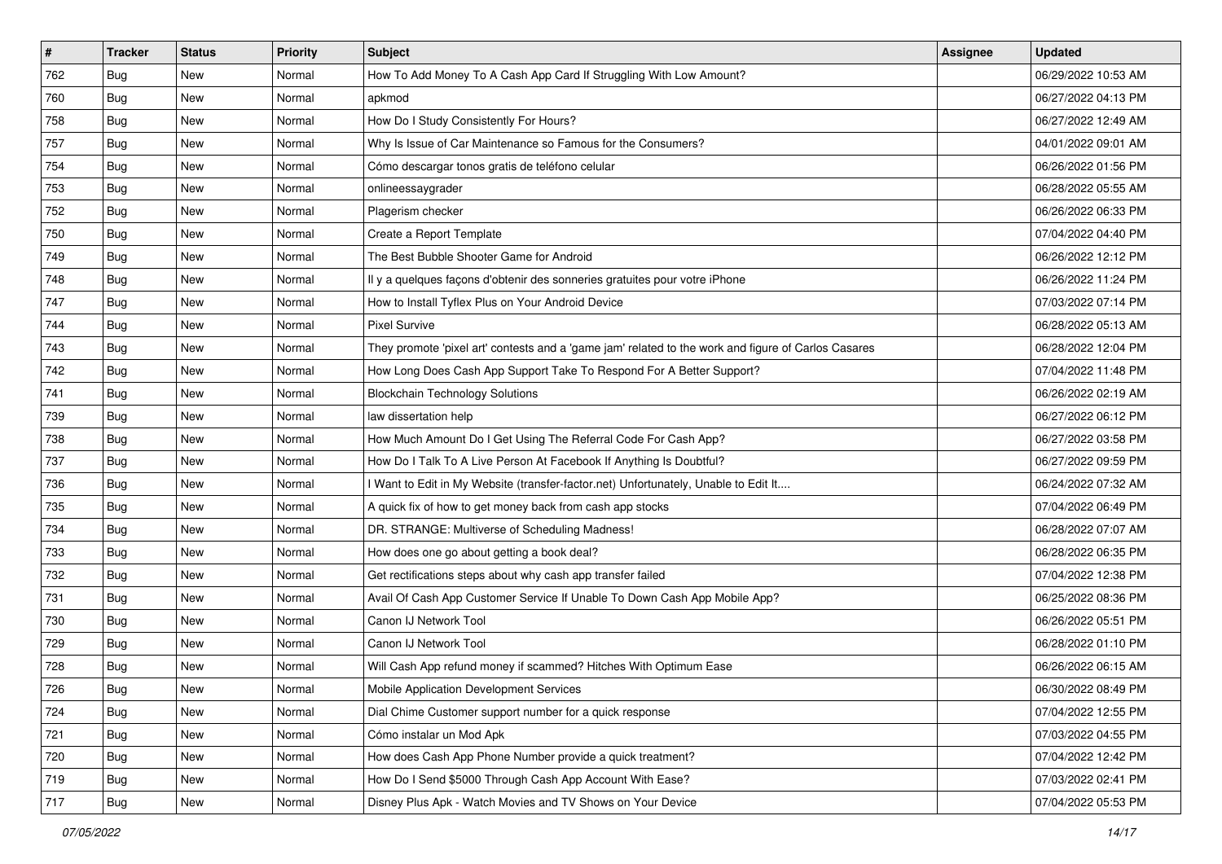| # | Tracker | Status | Priority | Subject | Assignee | Updated |
| --- | --- | --- | --- | --- | --- | --- |
| 762 | Bug | New | Normal | How To Add Money To A Cash App Card If Struggling With Low Amount? | | 06/29/2022 10:53 AM |
| 760 | Bug | New | Normal | apkmod | | 06/27/2022 04:13 PM |
| 758 | Bug | New | Normal | How Do I Study Consistently For Hours? | | 06/27/2022 12:49 AM |
| 757 | Bug | New | Normal | Why Is Issue of Car Maintenance so Famous for the Consumers? | | 04/01/2022 09:01 AM |
| 754 | Bug | New | Normal | Cómo descargar tonos gratis de teléfono celular | | 06/26/2022 01:56 PM |
| 753 | Bug | New | Normal | onlineessaygrader | | 06/28/2022 05:55 AM |
| 752 | Bug | New | Normal | Plagerism checker | | 06/26/2022 06:33 PM |
| 750 | Bug | New | Normal | Create a Report Template | | 07/04/2022 04:40 PM |
| 749 | Bug | New | Normal | The Best Bubble Shooter Game for Android | | 06/26/2022 12:12 PM |
| 748 | Bug | New | Normal | Il y a quelques façons d'obtenir des sonneries gratuites pour votre iPhone | | 06/26/2022 11:24 PM |
| 747 | Bug | New | Normal | How to Install Tyflex Plus on Your Android Device | | 07/03/2022 07:14 PM |
| 744 | Bug | New | Normal | Pixel Survive | | 06/28/2022 05:13 AM |
| 743 | Bug | New | Normal | They promote 'pixel art' contests and a 'game jam' related to the work and figure of Carlos Casares | | 06/28/2022 12:04 PM |
| 742 | Bug | New | Normal | How Long Does Cash App Support Take To Respond For A Better Support? | | 07/04/2022 11:48 PM |
| 741 | Bug | New | Normal | Blockchain Technology Solutions | | 06/26/2022 02:19 AM |
| 739 | Bug | New | Normal | law dissertation help | | 06/27/2022 06:12 PM |
| 738 | Bug | New | Normal | How Much Amount Do I Get Using The Referral Code For Cash App? | | 06/27/2022 03:58 PM |
| 737 | Bug | New | Normal | How Do I Talk To A Live Person At Facebook If Anything Is Doubtful? | | 06/27/2022 09:59 PM |
| 736 | Bug | New | Normal | I Want to Edit in My Website (transfer-factor.net) Unfortunately, Unable to Edit It.... | | 06/24/2022 07:32 AM |
| 735 | Bug | New | Normal | A quick fix of how to get money back from cash app stocks | | 07/04/2022 06:49 PM |
| 734 | Bug | New | Normal | DR. STRANGE: Multiverse of Scheduling Madness! | | 06/28/2022 07:07 AM |
| 733 | Bug | New | Normal | How does one go about getting a book deal? | | 06/28/2022 06:35 PM |
| 732 | Bug | New | Normal | Get rectifications steps about why cash app transfer failed | | 07/04/2022 12:38 PM |
| 731 | Bug | New | Normal | Avail Of Cash App Customer Service If Unable To Down Cash App Mobile App? | | 06/25/2022 08:36 PM |
| 730 | Bug | New | Normal | Canon IJ Network Tool | | 06/26/2022 05:51 PM |
| 729 | Bug | New | Normal | Canon IJ Network Tool | | 06/28/2022 01:10 PM |
| 728 | Bug | New | Normal | Will Cash App refund money if scammed? Hitches With Optimum Ease | | 06/26/2022 06:15 AM |
| 726 | Bug | New | Normal | Mobile Application Development Services | | 06/30/2022 08:49 PM |
| 724 | Bug | New | Normal | Dial Chime Customer support number for a quick response | | 07/04/2022 12:55 PM |
| 721 | Bug | New | Normal | Cómo instalar un Mod Apk | | 07/03/2022 04:55 PM |
| 720 | Bug | New | Normal | How does Cash App Phone Number provide a quick treatment? | | 07/04/2022 12:42 PM |
| 719 | Bug | New | Normal | How Do I Send $5000 Through Cash App Account With Ease? | | 07/03/2022 02:41 PM |
| 717 | Bug | New | Normal | Disney Plus Apk - Watch Movies and TV Shows on Your Device | | 07/04/2022 05:53 PM |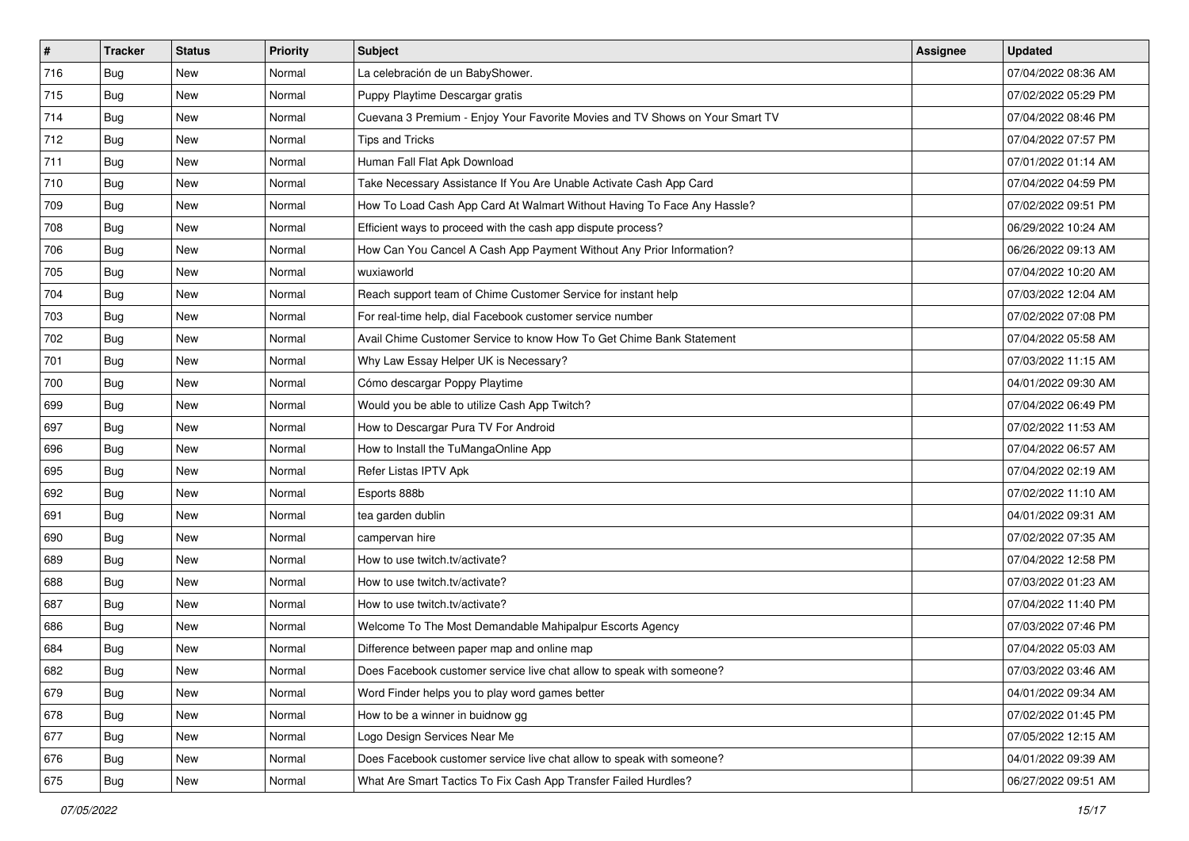| # | Tracker | Status | Priority | Subject | Assignee | Updated |
|---|---|---|---|---|---|---|
| 716 | Bug | New | Normal | La celebración de un BabyShower. | | 07/04/2022 08:36 AM |
| 715 | Bug | New | Normal | Puppy Playtime Descargar gratis | | 07/02/2022 05:29 PM |
| 714 | Bug | New | Normal | Cuevana 3 Premium - Enjoy Your Favorite Movies and TV Shows on Your Smart TV | | 07/04/2022 08:46 PM |
| 712 | Bug | New | Normal | Tips and Tricks | | 07/04/2022 07:57 PM |
| 711 | Bug | New | Normal | Human Fall Flat Apk Download | | 07/01/2022 01:14 AM |
| 710 | Bug | New | Normal | Take Necessary Assistance If You Are Unable Activate Cash App Card | | 07/04/2022 04:59 PM |
| 709 | Bug | New | Normal | How To Load Cash App Card At Walmart Without Having To Face Any Hassle? | | 07/02/2022 09:51 PM |
| 708 | Bug | New | Normal | Efficient ways to proceed with the cash app dispute process? | | 06/29/2022 10:24 AM |
| 706 | Bug | New | Normal | How Can You Cancel A Cash App Payment Without Any Prior Information? | | 06/26/2022 09:13 AM |
| 705 | Bug | New | Normal | wuxiaworld | | 07/04/2022 10:20 AM |
| 704 | Bug | New | Normal | Reach support team of Chime Customer Service for instant help | | 07/03/2022 12:04 AM |
| 703 | Bug | New | Normal | For real-time help, dial Facebook customer service number | | 07/02/2022 07:08 PM |
| 702 | Bug | New | Normal | Avail Chime Customer Service to know How To Get Chime Bank Statement | | 07/04/2022 05:58 AM |
| 701 | Bug | New | Normal | Why Law Essay Helper UK is Necessary? | | 07/03/2022 11:15 AM |
| 700 | Bug | New | Normal | Cómo descargar Poppy Playtime | | 04/01/2022 09:30 AM |
| 699 | Bug | New | Normal | Would you be able to utilize Cash App Twitch? | | 07/04/2022 06:49 PM |
| 697 | Bug | New | Normal | How to Descargar Pura TV For Android | | 07/02/2022 11:53 AM |
| 696 | Bug | New | Normal | How to Install the TuMangaOnline App | | 07/04/2022 06:57 AM |
| 695 | Bug | New | Normal | Refer Listas IPTV Apk | | 07/04/2022 02:19 AM |
| 692 | Bug | New | Normal | Esports 888b | | 07/02/2022 11:10 AM |
| 691 | Bug | New | Normal | tea garden dublin | | 04/01/2022 09:31 AM |
| 690 | Bug | New | Normal | campervan hire | | 07/02/2022 07:35 AM |
| 689 | Bug | New | Normal | How to use twitch.tv/activate? | | 07/04/2022 12:58 PM |
| 688 | Bug | New | Normal | How to use twitch.tv/activate? | | 07/03/2022 01:23 AM |
| 687 | Bug | New | Normal | How to use twitch.tv/activate? | | 07/04/2022 11:40 PM |
| 686 | Bug | New | Normal | Welcome To The Most Demandable Mahipalpur Escorts Agency | | 07/03/2022 07:46 PM |
| 684 | Bug | New | Normal | Difference between paper map and online map | | 07/04/2022 05:03 AM |
| 682 | Bug | New | Normal | Does Facebook customer service live chat allow to speak with someone? | | 07/03/2022 03:46 AM |
| 679 | Bug | New | Normal | Word Finder helps you to play word games better | | 04/01/2022 09:34 AM |
| 678 | Bug | New | Normal | How to be a winner in buidnow gg | | 07/02/2022 01:45 PM |
| 677 | Bug | New | Normal | Logo Design Services Near Me | | 07/05/2022 12:15 AM |
| 676 | Bug | New | Normal | Does Facebook customer service live chat allow to speak with someone? | | 04/01/2022 09:39 AM |
| 675 | Bug | New | Normal | What Are Smart Tactics To Fix Cash App Transfer Failed Hurdles? | | 06/27/2022 09:51 AM |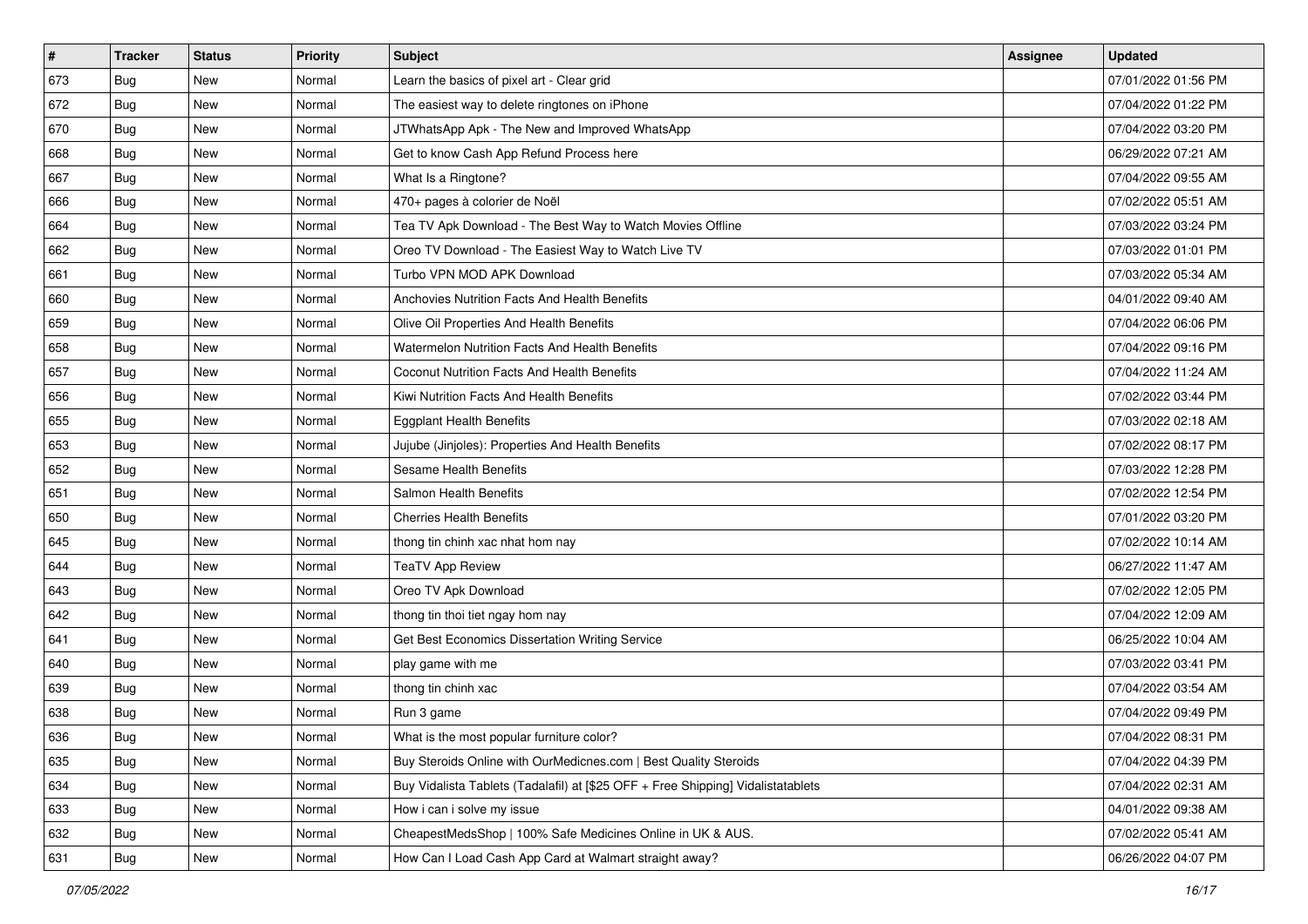| # | Tracker | Status | Priority | Subject | Assignee | Updated |
| --- | --- | --- | --- | --- | --- | --- |
| 673 | Bug | New | Normal | Learn the basics of pixel art - Clear grid | | 07/01/2022 01:56 PM |
| 672 | Bug | New | Normal | The easiest way to delete ringtones on iPhone | | 07/04/2022 01:22 PM |
| 670 | Bug | New | Normal | JTWhatsApp Apk - The New and Improved WhatsApp | | 07/04/2022 03:20 PM |
| 668 | Bug | New | Normal | Get to know Cash App Refund Process here | | 06/29/2022 07:21 AM |
| 667 | Bug | New | Normal | What Is a Ringtone? | | 07/04/2022 09:55 AM |
| 666 | Bug | New | Normal | 470+ pages à colorier de Noël | | 07/02/2022 05:51 AM |
| 664 | Bug | New | Normal | Tea TV Apk Download - The Best Way to Watch Movies Offline | | 07/03/2022 03:24 PM |
| 662 | Bug | New | Normal | Oreo TV Download - The Easiest Way to Watch Live TV | | 07/03/2022 01:01 PM |
| 661 | Bug | New | Normal | Turbo VPN MOD APK Download | | 07/03/2022 05:34 AM |
| 660 | Bug | New | Normal | Anchovies Nutrition Facts And Health Benefits | | 04/01/2022 09:40 AM |
| 659 | Bug | New | Normal | Olive Oil Properties And Health Benefits | | 07/04/2022 06:06 PM |
| 658 | Bug | New | Normal | Watermelon Nutrition Facts And Health Benefits | | 07/04/2022 09:16 PM |
| 657 | Bug | New | Normal | Coconut Nutrition Facts And Health Benefits | | 07/04/2022 11:24 AM |
| 656 | Bug | New | Normal | Kiwi Nutrition Facts And Health Benefits | | 07/02/2022 03:44 PM |
| 655 | Bug | New | Normal | Eggplant Health Benefits | | 07/03/2022 02:18 AM |
| 653 | Bug | New | Normal | Jujube (Jinjoles): Properties And Health Benefits | | 07/02/2022 08:17 PM |
| 652 | Bug | New | Normal | Sesame Health Benefits | | 07/03/2022 12:28 PM |
| 651 | Bug | New | Normal | Salmon Health Benefits | | 07/02/2022 12:54 PM |
| 650 | Bug | New | Normal | Cherries Health Benefits | | 07/01/2022 03:20 PM |
| 645 | Bug | New | Normal | thong tin chinh xac nhat hom nay | | 07/02/2022 10:14 AM |
| 644 | Bug | New | Normal | TeaTV App Review | | 06/27/2022 11:47 AM |
| 643 | Bug | New | Normal | Oreo TV Apk Download | | 07/02/2022 12:05 PM |
| 642 | Bug | New | Normal | thong tin thoi tiet ngay hom nay | | 07/04/2022 12:09 AM |
| 641 | Bug | New | Normal | Get Best Economics Dissertation Writing Service | | 06/25/2022 10:04 AM |
| 640 | Bug | New | Normal | play game with me | | 07/03/2022 03:41 PM |
| 639 | Bug | New | Normal | thong tin chinh xac | | 07/04/2022 03:54 AM |
| 638 | Bug | New | Normal | Run 3 game | | 07/04/2022 09:49 PM |
| 636 | Bug | New | Normal | What is the most popular furniture color? | | 07/04/2022 08:31 PM |
| 635 | Bug | New | Normal | Buy Steroids Online with OurMedicnes.com \| Best Quality Steroids | | 07/04/2022 04:39 PM |
| 634 | Bug | New | Normal | Buy Vidalista Tablets (Tadalafil) at [$25 OFF + Free Shipping] Vidalistatablets | | 07/04/2022 02:31 AM |
| 633 | Bug | New | Normal | How i can i solve my issue | | 04/01/2022 09:38 AM |
| 632 | Bug | New | Normal | CheapestMedsShop \| 100% Safe Medicines Online in UK & AUS. | | 07/02/2022 05:41 AM |
| 631 | Bug | New | Normal | How Can I Load Cash App Card at Walmart straight away? | | 06/26/2022 04:07 PM |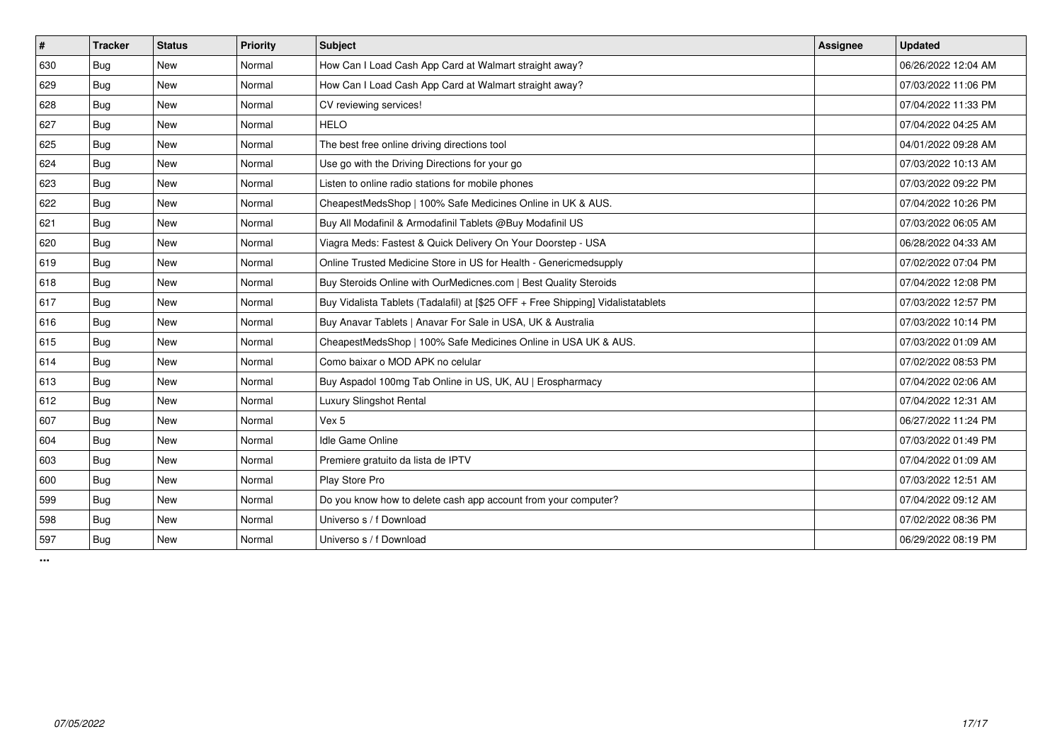| # | Tracker | Status | Priority | Subject | Assignee | Updated |
| --- | --- | --- | --- | --- | --- | --- |
| 630 | Bug | New | Normal | How Can I Load Cash App Card at Walmart straight away? | | 06/26/2022 12:04 AM |
| 629 | Bug | New | Normal | How Can I Load Cash App Card at Walmart straight away? | | 07/03/2022 11:06 PM |
| 628 | Bug | New | Normal | CV reviewing services! | | 07/04/2022 11:33 PM |
| 627 | Bug | New | Normal | HELO | | 07/04/2022 04:25 AM |
| 625 | Bug | New | Normal | The best free online driving directions tool | | 04/01/2022 09:28 AM |
| 624 | Bug | New | Normal | Use go with the Driving Directions for your go | | 07/03/2022 10:13 AM |
| 623 | Bug | New | Normal | Listen to online radio stations for mobile phones | | 07/03/2022 09:22 PM |
| 622 | Bug | New | Normal | CheapestMedsShop \| 100% Safe Medicines Online in UK & AUS. | | 07/04/2022 10:26 PM |
| 621 | Bug | New | Normal | Buy All Modafinil & Armodafinil Tablets @Buy Modafinil US | | 07/03/2022 06:05 AM |
| 620 | Bug | New | Normal | Viagra Meds: Fastest & Quick Delivery On Your Doorstep - USA | | 06/28/2022 04:33 AM |
| 619 | Bug | New | Normal | Online Trusted Medicine Store in US for Health - Genericmedsupply | | 07/02/2022 07:04 PM |
| 618 | Bug | New | Normal | Buy Steroids Online with OurMedicnes.com \| Best Quality Steroids | | 07/04/2022 12:08 PM |
| 617 | Bug | New | Normal | Buy Vidalista Tablets (Tadalafil) at [$25 OFF + Free Shipping] Vidalistatablets | | 07/03/2022 12:57 PM |
| 616 | Bug | New | Normal | Buy Anavar Tablets \| Anavar For Sale in USA, UK & Australia | | 07/03/2022 10:14 PM |
| 615 | Bug | New | Normal | CheapestMedsShop \| 100% Safe Medicines Online in USA UK & AUS. | | 07/03/2022 01:09 AM |
| 614 | Bug | New | Normal | Como baixar o MOD APK no celular | | 07/02/2022 08:53 PM |
| 613 | Bug | New | Normal | Buy Aspadol 100mg Tab Online in US, UK, AU \| Erospharmacy | | 07/04/2022 02:06 AM |
| 612 | Bug | New | Normal | Luxury Slingshot Rental | | 07/04/2022 12:31 AM |
| 607 | Bug | New | Normal | Vex 5 | | 06/27/2022 11:24 PM |
| 604 | Bug | New | Normal | Idle Game Online | | 07/03/2022 01:49 PM |
| 603 | Bug | New | Normal | Premiere gratuito da lista de IPTV | | 07/04/2022 01:09 AM |
| 600 | Bug | New | Normal | Play Store Pro | | 07/03/2022 12:51 AM |
| 599 | Bug | New | Normal | Do you know how to delete cash app account from your computer? | | 07/04/2022 09:12 AM |
| 598 | Bug | New | Normal | Universo s / f Download | | 07/02/2022 08:36 PM |
| 597 | Bug | New | Normal | Universo s / f Download | | 06/29/2022 08:19 PM |

...